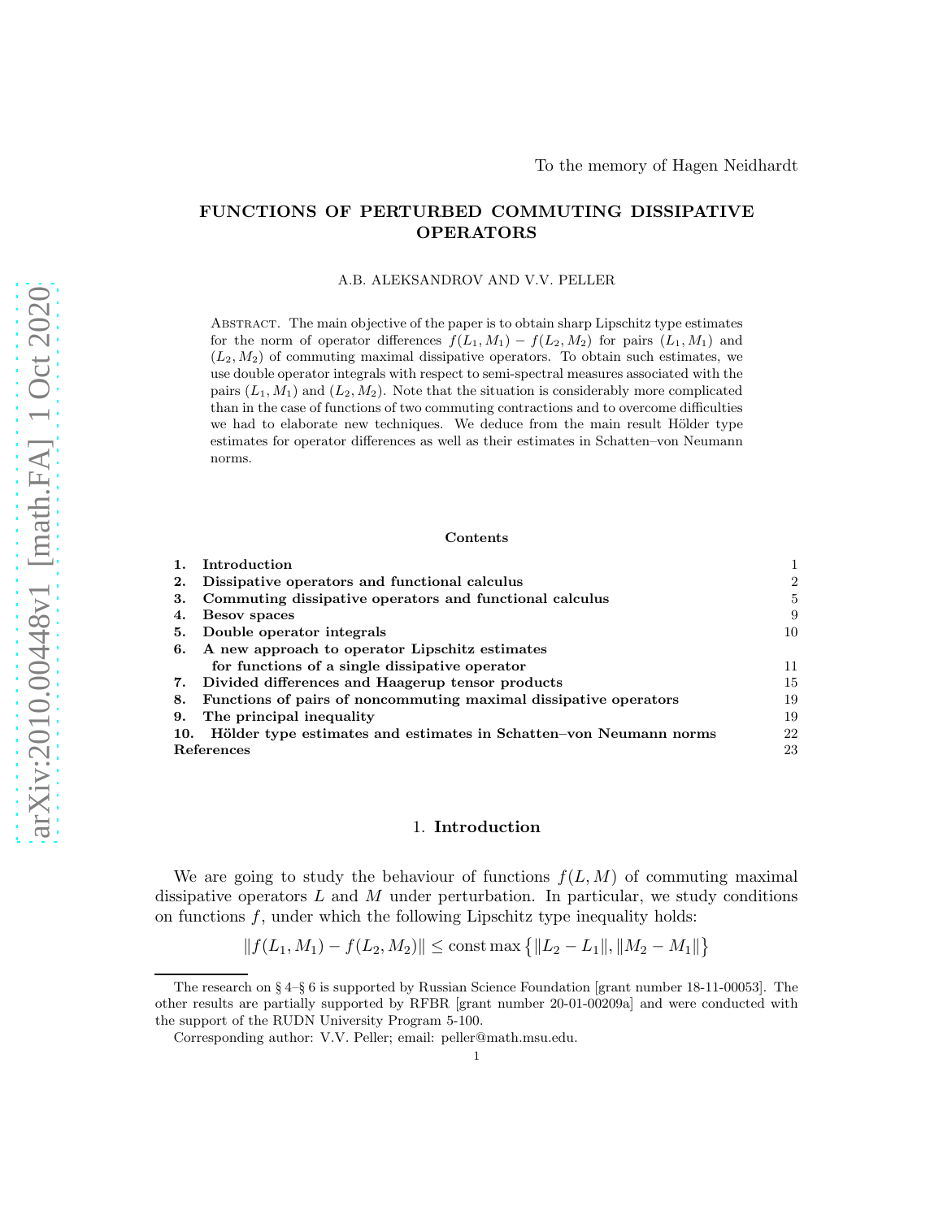To the memory of Hagen Neidhardt

# FUNCTIONS OF PERTURBED COMMUTING DISSIPATIVE OPERATORS

A.B. ALEKSANDROV AND V.V. PELLER

Abstract. The main objective of the paper is to obtain sharp Lipschitz type estimates for the norm of operator differences $f(L_1, M_1) - f(L_2, M_2)$ for pairs $(L_1, M_1)$ and $(L_2, M_2)$ of commuting maximal dissipative operators. To obtain such estimates, we use double operator integrals with respect to semi-spectral measures associated with the pairs $(L_1, M_1)$ and $(L_2, M_2)$. Note that the situation is considerably more complicated than in the case of functions of two commuting contractions and to overcome difficulties we had to elaborate new techniques. We deduce from the main result Hölder type estimates for operator differences as well as their estimates in Schatten–von Neumann norms.

**Contents**

| | | |
|---|---|---|
| **1.** | **Introduction** | 1 |
| **2.** | **Dissipative operators and functional calculus** | 2 |
| **3.** | **Commuting dissipative operators and functional calculus** | 5 |
| **4.** | **Besov spaces** | 9 |
| **5.** | **Double operator integrals** | 10 |
| **6.** | **A new approach to operator Lipschitz estimates for functions of a single dissipative operator** | 11 |
| **7.** | **Divided differences and Haagerup tensor products** | 15 |
| **8.** | **Functions of pairs of noncommuting maximal dissipative operators** | 19 |
| **9.** | **The principal inequality** | 19 |
| **10.** | **Hölder type estimates and estimates in Schatten–von Neumann norms** | 22 |
| | **References** | 23 |

## 1. Introduction

We are going to study the behaviour of functions $f(L, M)$ of commuting maximal dissipative operators $L$ and $M$ under perturbation. In particular, we study conditions on functions $f$, under which the following Lipschitz type inequality holds:

$$\|f(L_1, M_1) - f(L_2, M_2)\| \leq \text{const} \max\left\{\|L_2 - L_1\|, \|M_2 - M_1\|\right\}$$

---

The research on § 4–§ 6 is supported by Russian Science Foundation [grant number 18-11-00053]. The other results are partially supported by RFBR [grant number 20-01-00209a] and were conducted with the support of the RUDN University Program 5-100.

Corresponding author: V.V. Peller; email: peller@math.msu.edu.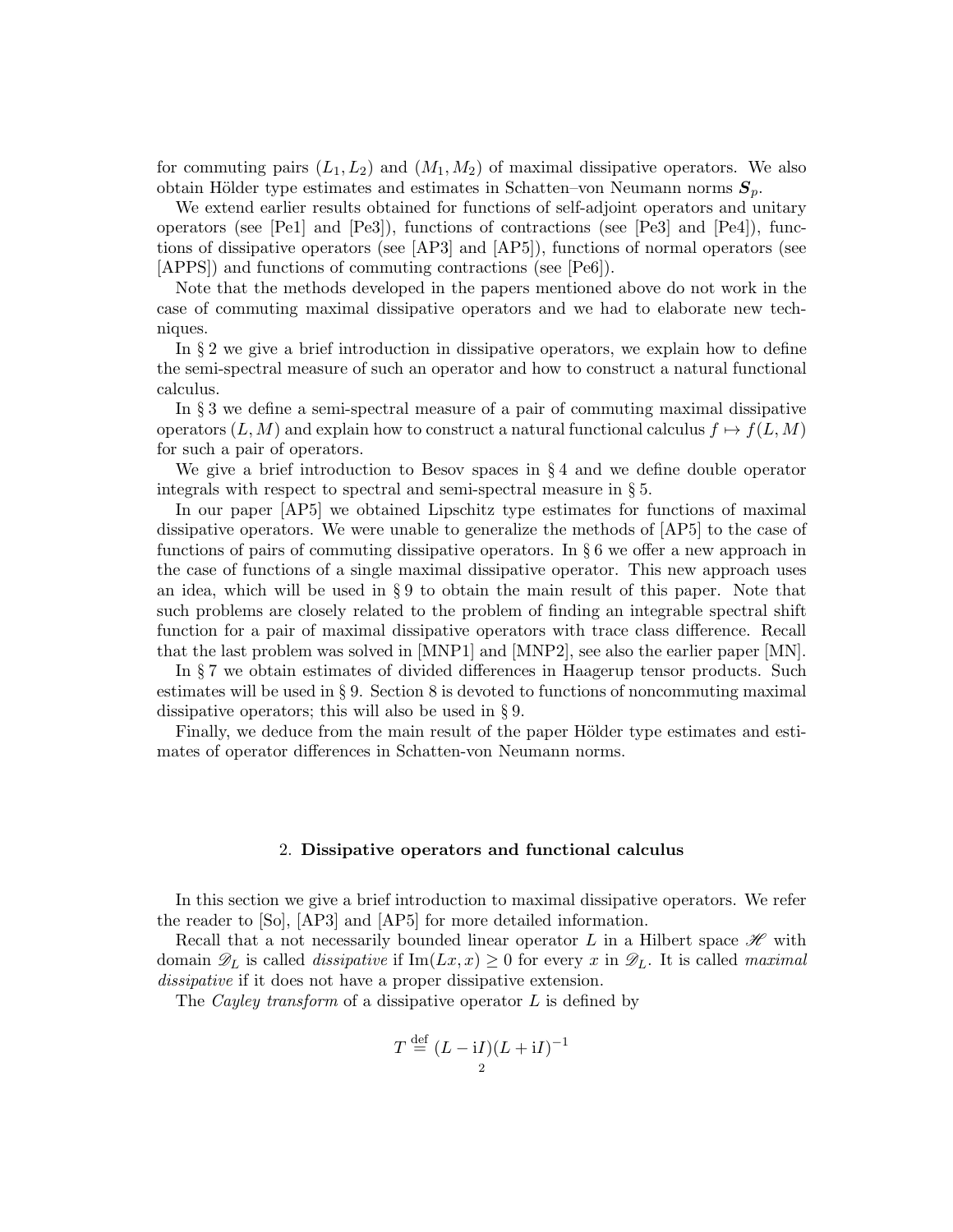for commuting pairs $(L_1, L_2)$ and $(M_1, M_2)$ of maximal dissipative operators. We also obtain Hölder type estimates and estimates in Schatten–von Neumann norms $\boldsymbol{S}_p$.

We extend earlier results obtained for functions of self-adjoint operators and unitary operators (see [Pe1] and [Pe3]), functions of contractions (see [Pe3] and [Pe4]), functions of dissipative operators (see [AP3] and [AP5]), functions of normal operators (see [APPS]) and functions of commuting contractions (see [Pe6]).

Note that the methods developed in the papers mentioned above do not work in the case of commuting maximal dissipative operators and we had to elaborate new techniques.

In § 2 we give a brief introduction in dissipative operators, we explain how to define the semi-spectral measure of such an operator and how to construct a natural functional calculus.

In § 3 we define a semi-spectral measure of a pair of commuting maximal dissipative operators $(L, M)$ and explain how to construct a natural functional calculus $f \mapsto f(L, M)$ for such a pair of operators.

We give a brief introduction to Besov spaces in § 4 and we define double operator integrals with respect to spectral and semi-spectral measure in § 5.

In our paper [AP5] we obtained Lipschitz type estimates for functions of maximal dissipative operators. We were unable to generalize the methods of [AP5] to the case of functions of pairs of commuting dissipative operators. In § 6 we offer a new approach in the case of functions of a single maximal dissipative operator. This new approach uses an idea, which will be used in § 9 to obtain the main result of this paper. Note that such problems are closely related to the problem of finding an integrable spectral shift function for a pair of maximal dissipative operators with trace class difference. Recall that the last problem was solved in [MNP1] and [MNP2], see also the earlier paper [MN].

In § 7 we obtain estimates of divided differences in Haagerup tensor products. Such estimates will be used in § 9. Section 8 is devoted to functions of noncommuting maximal dissipative operators; this will also be used in § 9.

Finally, we deduce from the main result of the paper Hölder type estimates and estimates of operator differences in Schatten-von Neumann norms.

## 2. **Dissipative operators and functional calculus**

In this section we give a brief introduction to maximal dissipative operators. We refer the reader to [So], [AP3] and [AP5] for more detailed information.

Recall that a not necessarily bounded linear operator $L$ in a Hilbert space $\mathscr{H}$ with domain $\mathscr{D}_L$ is called *dissipative* if $\operatorname{Im}(Lx, x) \ge 0$ for every $x$ in $\mathscr{D}_L$. It is called *maximal dissipative* if it does not have a proper dissipative extension.

The *Cayley transform* of a dissipative operator $L$ is defined by

$$T \stackrel{\text{def}}{=} (L - \mathrm{i}I)(L + \mathrm{i}I)^{-1}$$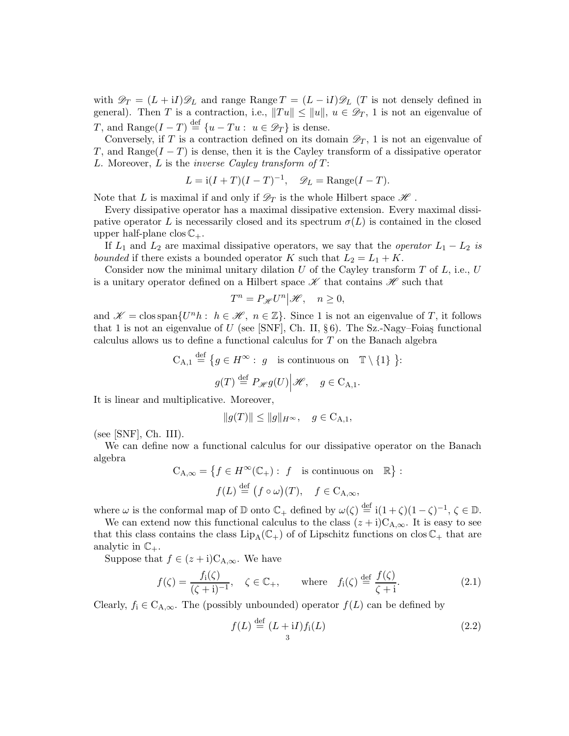with $\mathscr{D}_T = (L + \mathrm{i}I)\mathscr{D}_L$ and range $\operatorname{Range} T = (L - \mathrm{i}I)\mathscr{D}_L$ ($T$ is not densely defined in general). Then $T$ is a contraction, i.e., $\|Tu\| \le \|u\|$, $u \in \mathscr{D}_T$, 1 is not an eigenvalue of $T$, and $\operatorname{Range}(I - T) \stackrel{\text{def}}{=} \{u - Tu :\ u \in \mathscr{D}_T\}$ is dense.

Conversely, if $T$ is a contraction defined on its domain $\mathscr{D}_T$, 1 is not an eigenvalue of $T$, and $\operatorname{Range}(I - T)$ is dense, then it is the Cayley transform of a dissipative operator $L$. Moreover, $L$ is the *inverse Cayley transform of* $T$:

$$L = \mathrm{i}(I + T)(I - T)^{-1}, \quad \mathscr{D}_L = \operatorname{Range}(I - T).$$

Note that $L$ is maximal if and only if $\mathscr{D}_T$ is the whole Hilbert space $\mathscr{H}$ .

Every dissipative operator has a maximal dissipative extension. Every maximal dissipative operator $L$ is necessarily closed and its spectrum $\sigma(L)$ is contained in the closed upper half-plane $\operatorname{clos}\mathbb{C}_+$.

If $L_1$ and $L_2$ are maximal dissipative operators, we say that the *operator* $L_1 - L_2$ *is bounded* if there exists a bounded operator $K$ such that $L_2 = L_1 + K$.

Consider now the minimal unitary dilation $U$ of the Cayley transform $T$ of $L$, i.e., $U$ is a unitary operator defined on a Hilbert space $\mathscr{K}$ that contains $\mathscr{H}$ such that

$$T^n = P_{\mathscr{H}} U^n \Big| \mathscr{H}, \quad n \ge 0,$$

and $\mathscr{K} = \operatorname{clos}\operatorname{span}\{U^n h :\ h \in \mathscr{H},\ n \in \mathbb{Z}\}$. Since 1 is not an eigenvalue of $T$, it follows that 1 is not an eigenvalue of $U$ (see [SNF], Ch. II, § 6). The Sz.-Nagy–Foiaş functional calculus allows us to define a functional calculus for $T$ on the Banach algebra

$$\mathrm{C}_{\mathrm{A},1} \stackrel{\text{def}}{=} \big\{ g \in H^\infty :\ g \quad \text{is continuous on} \quad \mathbb{T} \setminus \{1\} \ \big\}:$$

$$g(T) \stackrel{\text{def}}{=} P_{\mathscr{H}} g(U) \Big| \mathscr{H}, \quad g \in \mathrm{C}_{\mathrm{A},1}.$$

It is linear and multiplicative. Moreover,

$$\|g(T)\| \le \|g\|_{H^\infty}, \quad g \in \mathrm{C}_{\mathrm{A},1},$$

(see [SNF], Ch. III).

We can define now a functional calculus for our dissipative operator on the Banach algebra

$$\mathrm{C}_{\mathrm{A},\infty} = \big\{ f \in H^\infty(\mathbb{C}_+) :\ f \quad \text{is continuous on} \quad \mathbb{R} \big\} :$$

$$f(L) \stackrel{\text{def}}{=} \big(f \circ \omega\big)(T), \quad f \in \mathrm{C}_{\mathrm{A},\infty},$$

where $\omega$ is the conformal map of $\mathbb{D}$ onto $\mathbb{C}_+$ defined by $\omega(\zeta) \stackrel{\text{def}}{=} \mathrm{i}(1 + \zeta)(1 - \zeta)^{-1}$, $\zeta \in \mathbb{D}$.

We can extend now this functional calculus to the class $(z + \mathrm{i})\mathrm{C}_{\mathrm{A},\infty}$. It is easy to see that this class contains the class $\operatorname{Lip}_{\mathrm{A}}(\mathbb{C}_+)$ of of Lipschitz functions on $\operatorname{clos}\mathbb{C}_+$ that are analytic in $\mathbb{C}_+$.

Suppose that $f \in (z + \mathrm{i})\mathrm{C}_{\mathrm{A},\infty}$. We have

$$f(\zeta) = \frac{f_{\mathrm{i}}(\zeta)}{(\zeta + \mathrm{i})^{-1}}, \quad \zeta \in \mathbb{C}_+, \qquad \text{where} \quad f_{\mathrm{i}}(\zeta) \stackrel{\text{def}}{=} \frac{f(\zeta)}{\zeta + \mathrm{i}}. \tag{2.1}$$

Clearly, $f_{\mathrm{i}} \in \mathrm{C}_{\mathrm{A},\infty}$. The (possibly unbounded) operator $f(L)$ can be defined by

$$f(L) \stackrel{\text{def}}{=} (L + \mathrm{i}I) f_{\mathrm{i}}(L) \tag{2.2}$$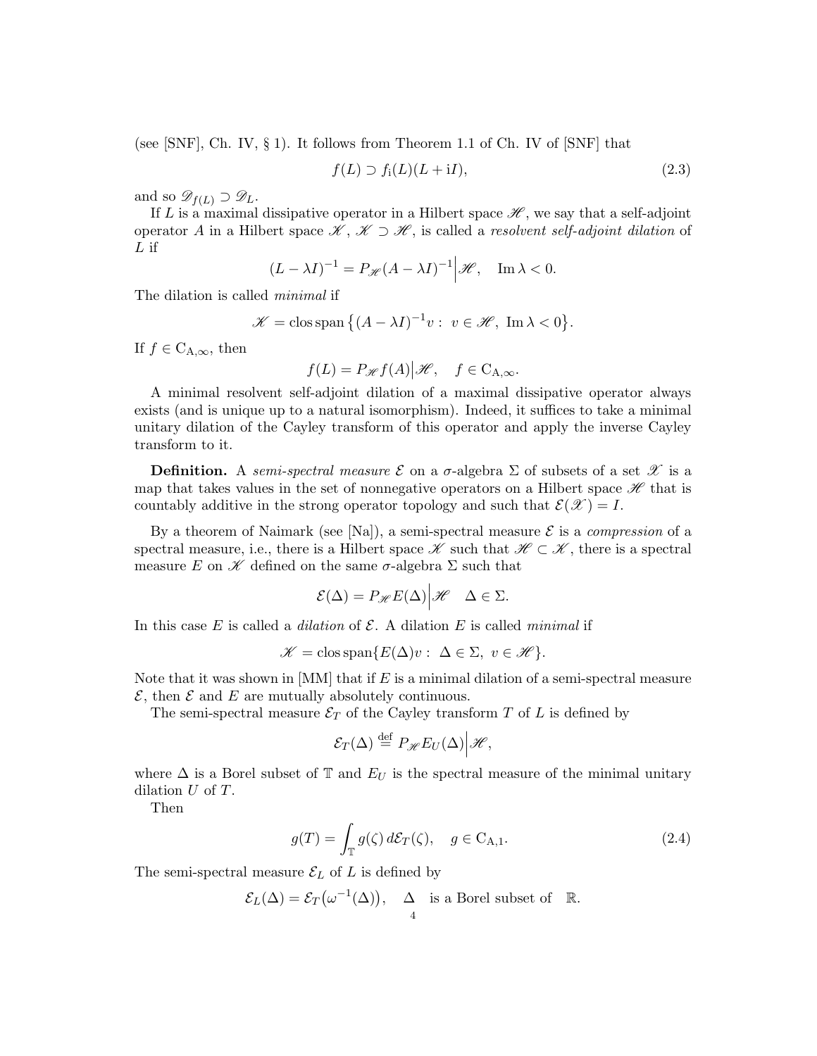(see [SNF], Ch. IV, § 1). It follows from Theorem 1.1 of Ch. IV of [SNF] that

$$f(L) \supset f_{\mathrm{i}}(L)(L + \mathrm{i}I), \tag{2.3}$$

and so $\mathscr{D}_{f(L)} \supset \mathscr{D}_L$.

If $L$ is a maximal dissipative operator in a Hilbert space $\mathscr{H}$, we say that a self-adjoint operator $A$ in a Hilbert space $\mathscr{K}$, $\mathscr{K} \supset \mathscr{H}$, is called a *resolvent self-adjoint dilation* of $L$ if

$$(L - \lambda I)^{-1} = P_{\mathscr{H}}(A - \lambda I)^{-1}\Big|\mathscr{H}, \quad \operatorname{Im}\lambda < 0.$$

The dilation is called *minimal* if

$$\mathscr{K} = \operatorname{clos\,span}\big\{(A - \lambda I)^{-1}v : \ v \in \mathscr{H}, \ \operatorname{Im}\lambda < 0\big\}.$$

If $f \in \mathrm{C}_{\mathrm{A},\infty}$, then

$$f(L) = P_{\mathscr{H}} f(A)\big|\mathscr{H}, \quad f \in \mathrm{C}_{\mathrm{A},\infty}.$$

A minimal resolvent self-adjoint dilation of a maximal dissipative operator always exists (and is unique up to a natural isomorphism). Indeed, it suffices to take a minimal unitary dilation of the Cayley transform of this operator and apply the inverse Cayley transform to it.

**Definition.** A *semi-spectral measure* $\mathcal{E}$ on a $\sigma$-algebra $\Sigma$ of subsets of a set $\mathscr{X}$ is a map that takes values in the set of nonnegative operators on a Hilbert space $\mathscr{H}$ that is countably additive in the strong operator topology and such that $\mathcal{E}(\mathscr{X}) = I$.

By a theorem of Naimark (see [Na]), a semi-spectral measure $\mathcal{E}$ is a *compression* of a spectral measure, i.e., there is a Hilbert space $\mathscr{K}$ such that $\mathscr{H} \subset \mathscr{K}$, there is a spectral measure $E$ on $\mathscr{K}$ defined on the same $\sigma$-algebra $\Sigma$ such that

$$\mathcal{E}(\Delta) = P_{\mathscr{H}} E(\Delta)\Big|\mathscr{H} \quad \Delta \in \Sigma.$$

In this case $E$ is called a *dilation* of $\mathcal{E}$. A dilation $E$ is called *minimal* if

$$\mathscr{K} = \operatorname{clos\,span}\{E(\Delta)v : \ \Delta \in \Sigma, \ v \in \mathscr{H}\}.$$

Note that it was shown in [MM] that if $E$ is a minimal dilation of a semi-spectral measure $\mathcal{E}$, then $\mathcal{E}$ and $E$ are mutually absolutely continuous.

The semi-spectral measure $\mathcal{E}_T$ of the Cayley transform $T$ of $L$ is defined by

$$\mathcal{E}_T(\Delta) \stackrel{\text{def}}{=} P_{\mathscr{H}} E_U(\Delta)\Big|\mathscr{H},$$

where $\Delta$ is a Borel subset of $\mathbb{T}$ and $E_U$ is the spectral measure of the minimal unitary dilation $U$ of $T$.

Then

$$g(T) = \int_{\mathbb{T}} g(\zeta)\, d\mathcal{E}_T(\zeta), \quad g \in \mathrm{C}_{\mathrm{A},1}. \tag{2.4}$$

The semi-spectral measure $\mathcal{E}_L$ of $L$ is defined by

$$\mathcal{E}_L(\Delta) = \mathcal{E}_T\big(\omega^{-1}(\Delta)\big), \quad \Delta \quad \text{is a Borel subset of} \quad \mathbb{R}.$$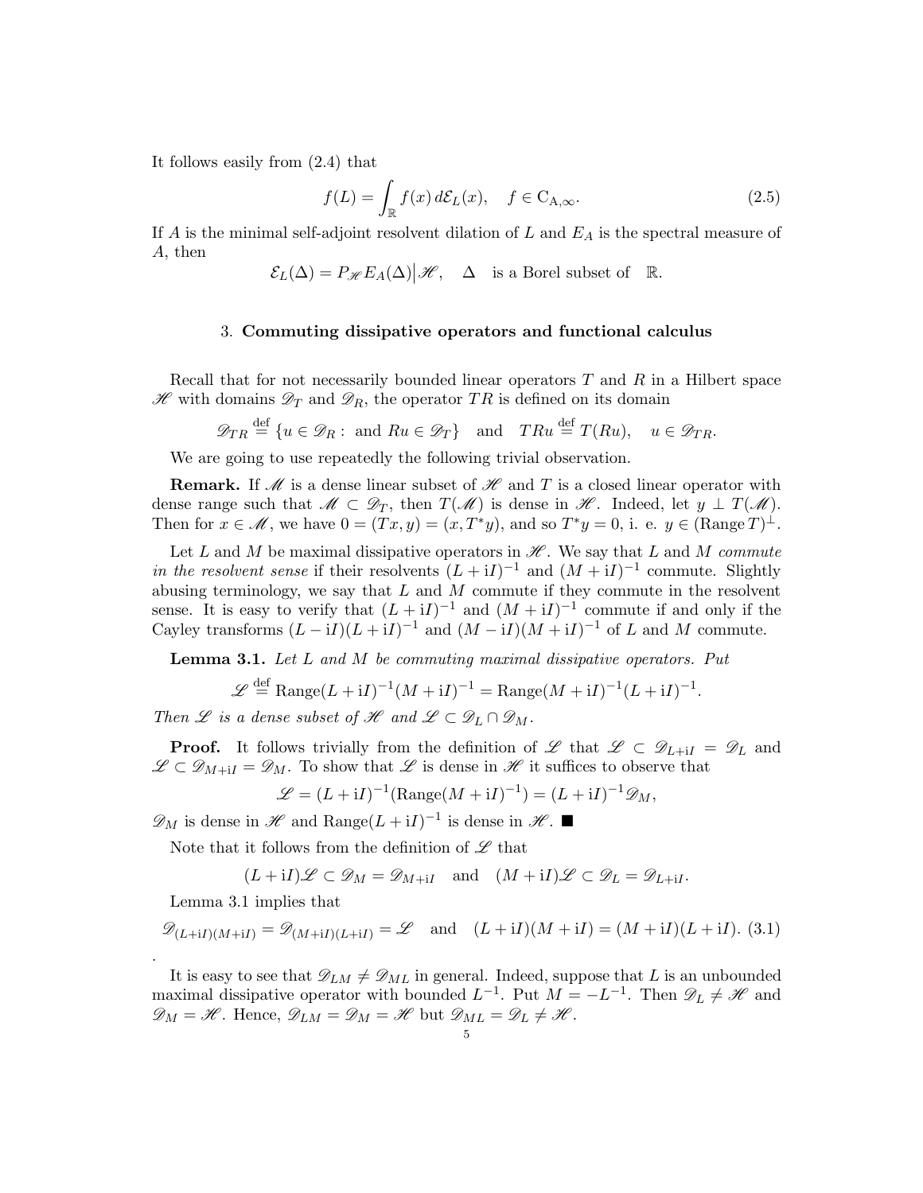It follows easily from (2.4) that

$$f(L)=\int_{\mathbb{R}}f(x)\,d\mathcal{E}_L(x),\quad f\in \mathrm{C}_{\mathrm{A},\infty}. \tag{2.5}$$

If $A$ is the minimal self-adjoint resolvent dilation of $L$ and $E_A$ is the spectral measure of $A$, then

$$\mathcal{E}_L(\Delta)=P_{\mathscr{H}}E_A(\Delta)\big|\mathscr{H},\quad \Delta\quad \text{is a Borel subset of}\quad \mathbb{R}.$$

## 3. **Commuting dissipative operators and functional calculus**

Recall that for not necessarily bounded linear operators $T$ and $R$ in a Hilbert space $\mathscr{H}$ with domains $\mathscr{D}_T$ and $\mathscr{D}_R$, the operator $TR$ is defined on its domain

$$\mathscr{D}_{TR}\stackrel{\text{def}}{=}\{u\in\mathscr{D}_R:\ \text{and } Ru\in\mathscr{D}_T\}\quad\text{and}\quad TRu\stackrel{\text{def}}{=}T(Ru),\quad u\in\mathscr{D}_{TR}.$$

We are going to use repeatedly the following trivial observation.

**Remark.** If $\mathscr{M}$ is a dense linear subset of $\mathscr{H}$ and $T$ is a closed linear operator with dense range such that $\mathscr{M}\subset\mathscr{D}_T$, then $T(\mathscr{M})$ is dense in $\mathscr{H}$. Indeed, let $y\perp T(\mathscr{M})$. Then for $x\in\mathscr{M}$, we have $0=(Tx,y)=(x,T^*y)$, and so $T^*y=0$, i. e. $y\in(\operatorname{Range}T)^\perp$.

Let $L$ and $M$ be maximal dissipative operators in $\mathscr{H}$. We say that $L$ and $M$ *commute in the resolvent sense* if their resolvents $(L+\mathrm{i}I)^{-1}$ and $(M+\mathrm{i}I)^{-1}$ commute. Slightly abusing terminology, we say that $L$ and $M$ commute if they commute in the resolvent sense. It is easy to verify that $(L+\mathrm{i}I)^{-1}$ and $(M+\mathrm{i}I)^{-1}$ commute if and only if the Cayley transforms $(L-\mathrm{i}I)(L+\mathrm{i}I)^{-1}$ and $(M-\mathrm{i}I)(M+\mathrm{i}I)^{-1}$ of $L$ and $M$ commute.

**Lemma 3.1.** *Let $L$ and $M$ be commuting maximal dissipative operators. Put*

$$\mathscr{L}\stackrel{\text{def}}{=}\operatorname{Range}(L+\mathrm{i}I)^{-1}(M+\mathrm{i}I)^{-1}=\operatorname{Range}(M+\mathrm{i}I)^{-1}(L+\mathrm{i}I)^{-1}.$$

*Then $\mathscr{L}$ is a dense subset of $\mathscr{H}$ and $\mathscr{L}\subset\mathscr{D}_L\cap\mathscr{D}_M$.*

**Proof.** It follows trivially from the definition of $\mathscr{L}$ that $\mathscr{L}\subset\mathscr{D}_{L+\mathrm{i}I}=\mathscr{D}_L$ and $\mathscr{L}\subset\mathscr{D}_{M+\mathrm{i}I}=\mathscr{D}_M$. To show that $\mathscr{L}$ is dense in $\mathscr{H}$ it suffices to observe that

$$\mathscr{L}=(L+\mathrm{i}I)^{-1}(\operatorname{Range}(M+\mathrm{i}I)^{-1})=(L+\mathrm{i}I)^{-1}\mathscr{D}_M,$$

$\mathscr{D}_M$ is dense in $\mathscr{H}$ and $\operatorname{Range}(L+\mathrm{i}I)^{-1}$ is dense in $\mathscr{H}$. ■

Note that it follows from the definition of $\mathscr{L}$ that

$$(L+\mathrm{i}I)\mathscr{L}\subset\mathscr{D}_M=\mathscr{D}_{M+\mathrm{i}I}\quad\text{and}\quad(M+\mathrm{i}I)\mathscr{L}\subset\mathscr{D}_L=\mathscr{D}_{L+\mathrm{i}I}.$$

Lemma 3.1 implies that

$$\mathscr{D}_{(L+\mathrm{i}I)(M+\mathrm{i}I)}=\mathscr{D}_{(M+\mathrm{i}I)(L+\mathrm{i}I)}=\mathscr{L}\quad\text{and}\quad(L+\mathrm{i}I)(M+\mathrm{i}I)=(M+\mathrm{i}I)(L+\mathrm{i}I). \tag{3.1}$$

.

It is easy to see that $\mathscr{D}_{LM}\ne\mathscr{D}_{ML}$ in general. Indeed, suppose that $L$ is an unbounded maximal dissipative operator with bounded $L^{-1}$. Put $M=-L^{-1}$. Then $\mathscr{D}_L\ne\mathscr{H}$ and $\mathscr{D}_M=\mathscr{H}$. Hence, $\mathscr{D}_{LM}=\mathscr{D}_M=\mathscr{H}$ but $\mathscr{D}_{ML}=\mathscr{D}_L\ne\mathscr{H}$.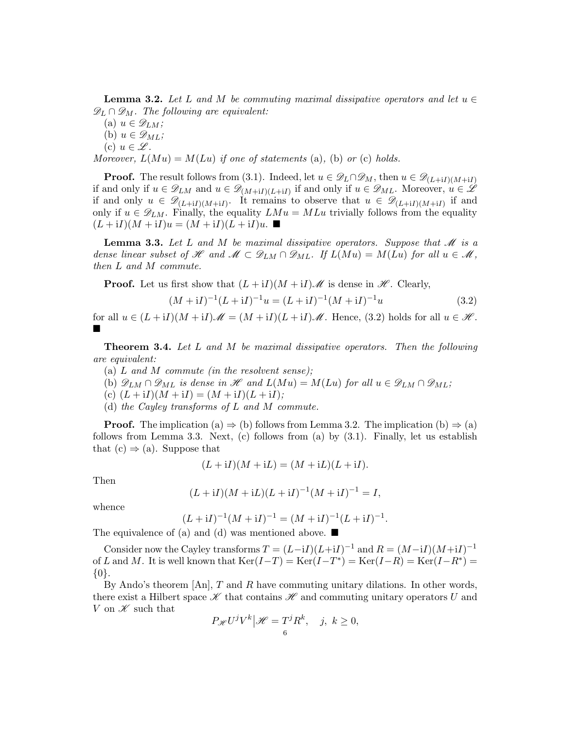**Lemma 3.2.** *Let $L$ and $M$ be commuting maximal dissipative operators and let $u \in \mathscr{D}_L \cap \mathscr{D}_M$. The following are equivalent:*

(a) $u \in \mathscr{D}_{LM}$*;*

(b) $u \in \mathscr{D}_{ML}$*;*

(c) $u \in \mathscr{L}$*.*

*Moreover, $L(Mu) = M(Lu)$ if one of statements* (a)*,* (b) *or* (c) *holds.*

**Proof.** The result follows from (3.1). Indeed, let $u \in \mathscr{D}_L \cap \mathscr{D}_M$, then $u \in \mathscr{D}_{(L+\mathrm{i}I)(M+\mathrm{i}I)}$ if and only if $u \in \mathscr{D}_{LM}$ and $u \in \mathscr{D}_{(M+\mathrm{i}I)(L+\mathrm{i}I)}$ if and only if $u \in \mathscr{D}_{ML}$. Moreover, $u \in \mathscr{L}$ if and only $u \in \mathscr{D}_{(L+\mathrm{i}I)(M+\mathrm{i}I)}$. It remains to observe that $u \in \mathscr{D}_{(L+\mathrm{i}I)(M+\mathrm{i}I)}$ if and only if $u \in \mathscr{D}_{LM}$. Finally, the equality $LMu = MLu$ trivially follows from the equality $(L+\mathrm{i}I)(M+\mathrm{i}I)u = (M+\mathrm{i}I)(L+\mathrm{i}I)u$. ■

**Lemma 3.3.** *Let $L$ and $M$ be maximal dissipative operators. Suppose that $\mathscr{M}$ is a dense linear subset of $\mathscr{H}$ and $\mathscr{M} \subset \mathscr{D}_{LM} \cap \mathscr{D}_{ML}$. If $L(Mu) = M(Lu)$ for all $u \in \mathscr{M}$, then $L$ and $M$ commute.*

**Proof.** Let us first show that $(L+\mathrm{i}I)(M+\mathrm{i}I)\mathscr{M}$ is dense in $\mathscr{H}$. Clearly,

$$(M+\mathrm{i}I)^{-1}(L+\mathrm{i}I)^{-1}u = (L+\mathrm{i}I)^{-1}(M+\mathrm{i}I)^{-1}u \tag{3.2}$$

for all $u \in (L+\mathrm{i}I)(M+\mathrm{i}I)\mathscr{M} = (M+\mathrm{i}I)(L+\mathrm{i}I)\mathscr{M}$. Hence, (3.2) holds for all $u \in \mathscr{H}$. ■

**Theorem 3.4.** *Let $L$ and $M$ be maximal dissipative operators. Then the following are equivalent:*

(a) *$L$ and $M$ commute (in the resolvent sense);*

(b) *$\mathscr{D}_{LM} \cap \mathscr{D}_{ML}$ is dense in $\mathscr{H}$ and $L(Mu) = M(Lu)$ for all $u \in \mathscr{D}_{LM} \cap \mathscr{D}_{ML}$;*

(c) $(L+\mathrm{i}I)(M+\mathrm{i}I) = (M+\mathrm{i}I)(L+\mathrm{i}I)$*;*

(d) *the Cayley transforms of $L$ and $M$ commute.*

**Proof.** The implication (a) ⇒ (b) follows from Lemma 3.2. The implication (b) ⇒ (a) follows from Lemma 3.3. Next, (c) follows from (a) by (3.1). Finally, let us establish that (c) ⇒ (a). Suppose that

$$(L+\mathrm{i}I)(M+\mathrm{i}L) = (M+\mathrm{i}L)(L+\mathrm{i}I).$$

Then

$$(L+\mathrm{i}I)(M+\mathrm{i}L)(L+\mathrm{i}I)^{-1}(M+\mathrm{i}I)^{-1} = I,$$

whence

$$(L+\mathrm{i}I)^{-1}(M+\mathrm{i}I)^{-1} = (M+\mathrm{i}I)^{-1}(L+\mathrm{i}I)^{-1}.$$

The equivalence of (a) and (d) was mentioned above. ■

Consider now the Cayley transforms $T = (L-\mathrm{i}I)(L+\mathrm{i}I)^{-1}$ and $R = (M-\mathrm{i}I)(M+\mathrm{i}I)^{-1}$ of $L$ and $M$. It is well known that $\operatorname{Ker}(I-T) = \operatorname{Ker}(I-T^*) = \operatorname{Ker}(I-R) = \operatorname{Ker}(I-R^*) = \{0\}$.

By Ando's theorem [An], $T$ and $R$ have commuting unitary dilations. In other words, there exist a Hilbert space $\mathscr{K}$ that contains $\mathscr{H}$ and commuting unitary operators $U$ and $V$ on $\mathscr{K}$ such that

$$P_{\mathscr{H}} U^j V^k \big| \mathscr{H} = T^j R^k, \quad j,\ k \geq 0,$$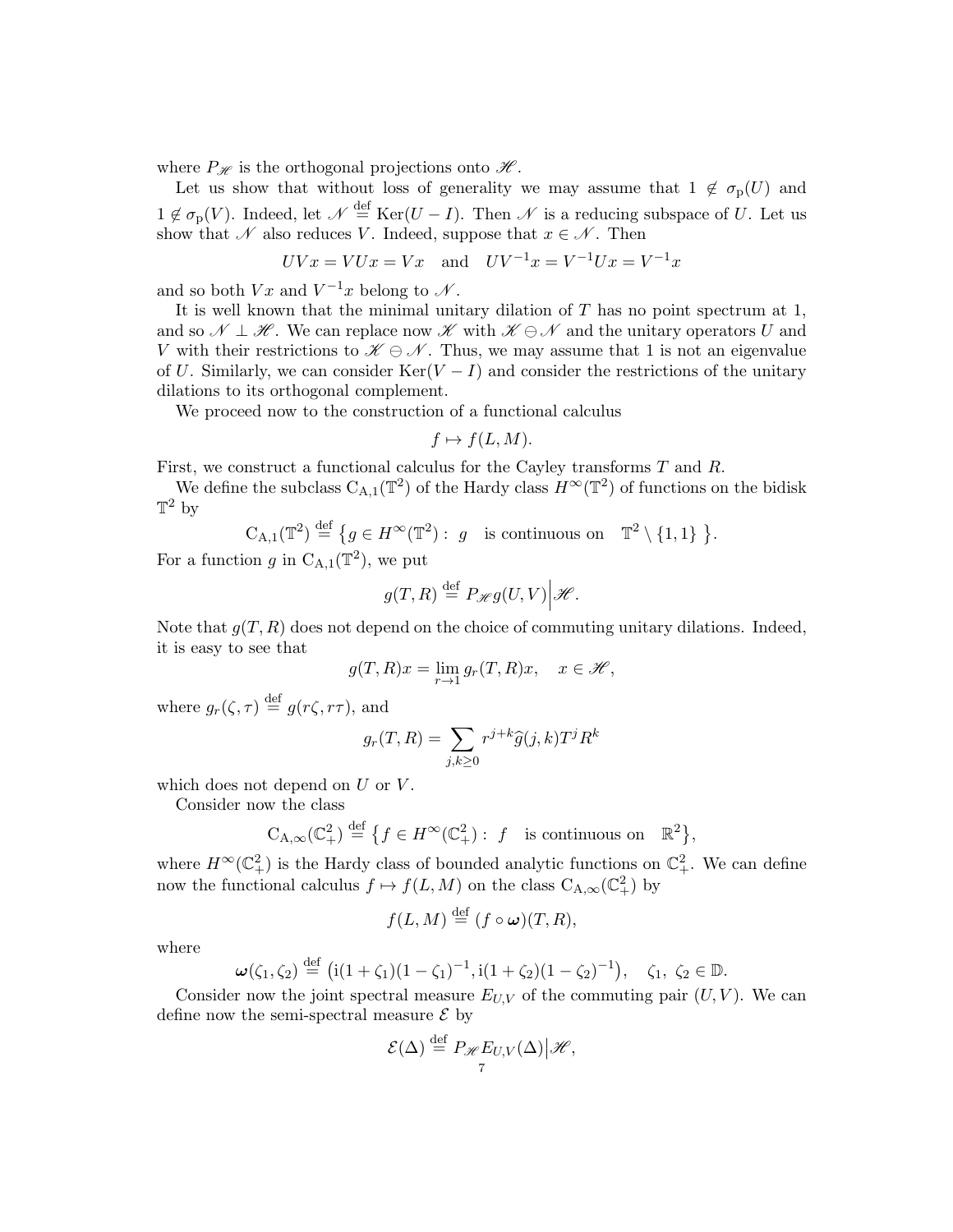where $P_{\mathscr{H}}$ is the orthogonal projections onto $\mathscr{H}$.

Let us show that without loss of generality we may assume that $1 \notin \sigma_{\rm p}(U)$ and $1 \notin \sigma_{\rm p}(V)$. Indeed, let $\mathscr{N} \stackrel{\rm def}{=} \operatorname{Ker}(U - I)$. Then $\mathscr{N}$ is a reducing subspace of $U$. Let us show that $\mathscr{N}$ also reduces $V$. Indeed, suppose that $x \in \mathscr{N}$. Then

$$UVx = VUx = Vx \quad \text{and} \quad UV^{-1}x = V^{-1}Ux = V^{-1}x$$

and so both $Vx$ and $V^{-1}x$ belong to $\mathscr{N}$.

It is well known that the minimal unitary dilation of $T$ has no point spectrum at 1, and so $\mathscr{N} \perp \mathscr{H}$. We can replace now $\mathscr{K}$ with $\mathscr{K} \ominus \mathscr{N}$ and the unitary operators $U$ and $V$ with their restrictions to $\mathscr{K} \ominus \mathscr{N}$. Thus, we may assume that 1 is not an eigenvalue of $U$. Similarly, we can consider $\operatorname{Ker}(V - I)$ and consider the restrictions of the unitary dilations to its orthogonal complement.

We proceed now to the construction of a functional calculus

$$f \mapsto f(L, M).$$

First, we construct a functional calculus for the Cayley transforms $T$ and $R$.

We define the subclass $\mathrm{C}_{\mathrm{A},1}(\mathbb{T}^2)$ of the Hardy class $H^\infty(\mathbb{T}^2)$ of functions on the bidisk $\mathbb{T}^2$ by

$$\mathrm{C}_{\mathrm{A},1}(\mathbb{T}^2) \stackrel{\rm def}{=} \big\{ g \in H^\infty(\mathbb{T}^2) : \; g \quad \text{is continuous on} \quad \mathbb{T}^2 \setminus \{1,1\} \; \big\}.$$

For a function $g$ in $\mathrm{C}_{\mathrm{A},1}(\mathbb{T}^2)$, we put

$$g(T, R) \stackrel{\rm def}{=} P_{\mathscr{H}} g(U, V)\Big|\mathscr{H}.$$

Note that $g(T, R)$ does not depend on the choice of commuting unitary dilations. Indeed, it is easy to see that

$$g(T, R)x = \lim_{r \to 1} g_r(T, R)x, \quad x \in \mathscr{H},$$

where $g_r(\zeta, \tau) \stackrel{\rm def}{=} g(r\zeta, r\tau)$, and

$$g_r(T, R) = \sum_{j,k \geq 0} r^{j+k} \widehat{g}(j,k) T^j R^k$$

which does not depend on $U$ or $V$.

Consider now the class

$$\mathrm{C}_{\mathrm{A},\infty}(\mathbb{C}_+^2) \stackrel{\rm def}{=} \big\{ f \in H^\infty(\mathbb{C}_+^2) : \; f \quad \text{is continuous on} \quad \mathbb{R}^2 \big\},$$

where $H^\infty(\mathbb{C}_+^2)$ is the Hardy class of bounded analytic functions on $\mathbb{C}_+^2$. We can define now the functional calculus $f \mapsto f(L, M)$ on the class $\mathrm{C}_{\mathrm{A},\infty}(\mathbb{C}_+^2)$ by

$$f(L, M) \stackrel{\rm def}{=} (f \circ \boldsymbol{\omega})(T, R),$$

where

$$\boldsymbol{\omega}(\zeta_1, \zeta_2) \stackrel{\rm def}{=} \big( \mathrm{i}(1 + \zeta_1)(1 - \zeta_1)^{-1}, \mathrm{i}(1 + \zeta_2)(1 - \zeta_2)^{-1} \big), \quad \zeta_1, \; \zeta_2 \in \mathbb{D}.$$

Consider now the joint spectral measure $E_{U,V}$ of the commuting pair $(U, V)$. We can define now the semi-spectral measure $\mathcal{E}$ by

$$\mathcal{E}(\Delta) \stackrel{\rm def}{=} P_{\mathscr{H}} E_{U,V}(\Delta)\big|\mathscr{H},$$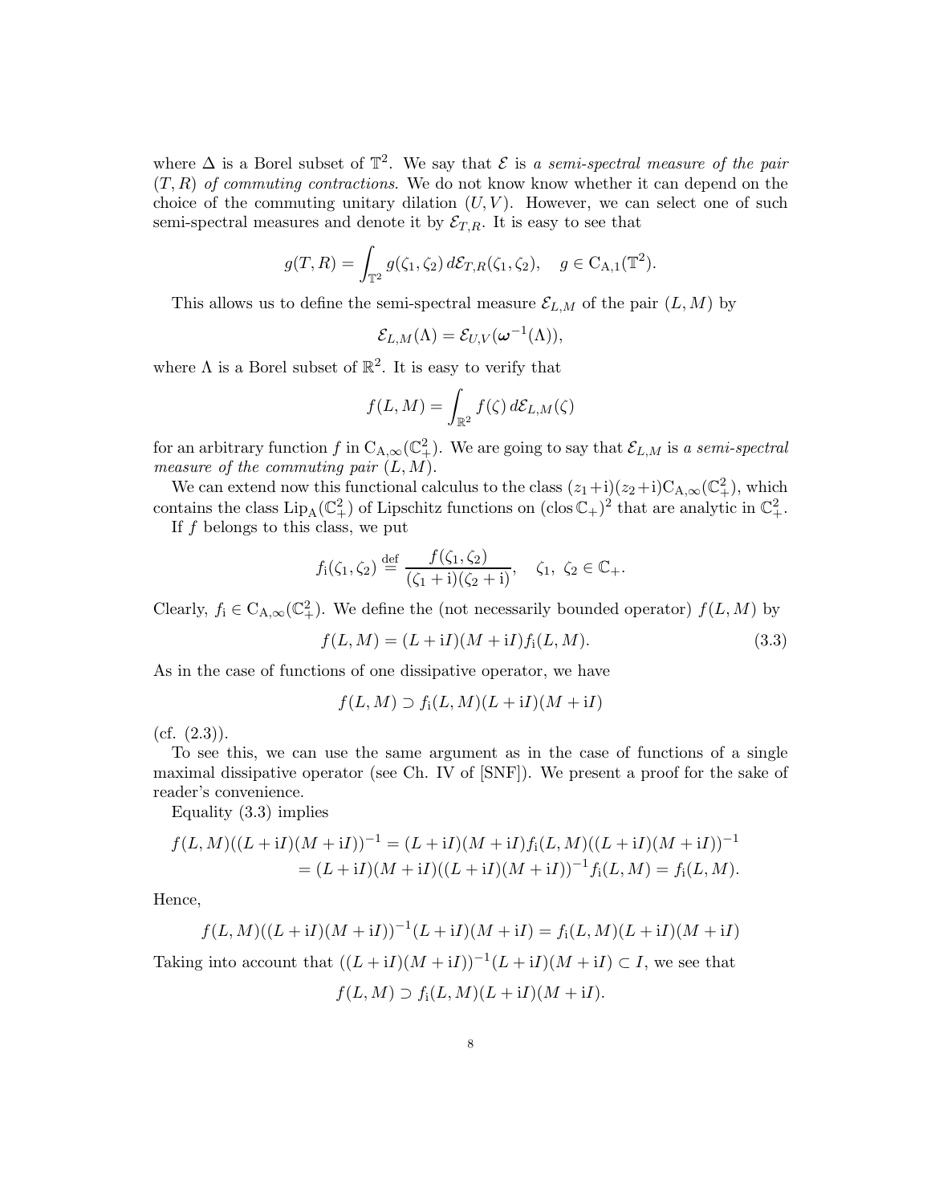where $\Delta$ is a Borel subset of $\mathbb{T}^2$. We say that $\mathcal{E}$ is *a semi-spectral measure of the pair* $(T, R)$ *of commuting contractions*. We do not know know whether it can depend on the choice of the commuting unitary dilation $(U, V)$. However, we can select one of such semi-spectral measures and denote it by $\mathcal{E}_{T,R}$. It is easy to see that

$$g(T, R) = \int_{\mathbb{T}^2} g(\zeta_1, \zeta_2)\, d\mathcal{E}_{T,R}(\zeta_1, \zeta_2), \quad g \in \mathrm{C}_{\mathrm{A},1}(\mathbb{T}^2).$$

This allows us to define the semi-spectral measure $\mathcal{E}_{L,M}$ of the pair $(L, M)$ by

$$\mathcal{E}_{L,M}(\Lambda) = \mathcal{E}_{U,V}(\boldsymbol{\omega}^{-1}(\Lambda)),$$

where $\Lambda$ is a Borel subset of $\mathbb{R}^2$. It is easy to verify that

$$f(L, M) = \int_{\mathbb{R}^2} f(\zeta)\, d\mathcal{E}_{L,M}(\zeta)$$

for an arbitrary function $f$ in $\mathrm{C}_{\mathrm{A},\infty}(\mathbb{C}_+^2)$. We are going to say that $\mathcal{E}_{L,M}$ is *a semi-spectral measure of the commuting pair* $(L, M)$.

We can extend now this functional calculus to the class $(z_1+\mathrm{i})(z_2+\mathrm{i})\mathrm{C}_{\mathrm{A},\infty}(\mathbb{C}_+^2)$, which contains the class $\mathrm{Lip}_{\mathrm{A}}(\mathbb{C}_+^2)$ of Lipschitz functions on $(\operatorname{clos}\mathbb{C}_+)^2$ that are analytic in $\mathbb{C}_+^2$.

If $f$ belongs to this class, we put

$$f_{\mathrm{i}}(\zeta_1, \zeta_2) \stackrel{\mathrm{def}}{=} \frac{f(\zeta_1, \zeta_2)}{(\zeta_1 + \mathrm{i})(\zeta_2 + \mathrm{i})}, \quad \zeta_1,\ \zeta_2 \in \mathbb{C}_+.$$

Clearly, $f_{\mathrm{i}} \in \mathrm{C}_{\mathrm{A},\infty}(\mathbb{C}_+^2)$. We define the (not necessarily bounded) operator $f(L, M)$ by

$$f(L, M) = (L + \mathrm{i}I)(M + \mathrm{i}I) f_{\mathrm{i}}(L, M). \tag{3.3}$$

As in the case of functions of one dissipative operator, we have

$$f(L, M) \supset f_{\mathrm{i}}(L, M)(L + \mathrm{i}I)(M + \mathrm{i}I)$$

(cf. (2.3)).

To see this, we can use the same argument as in the case of functions of a single maximal dissipative operator (see Ch. IV of [SNF]). We present a proof for the sake of reader's convenience.

Equality (3.3) implies

$$\begin{aligned} f(L, M)((L + \mathrm{i}I)(M + \mathrm{i}I))^{-1} &= (L + \mathrm{i}I)(M + \mathrm{i}I) f_{\mathrm{i}}(L, M)((L + \mathrm{i}I)(M + \mathrm{i}I))^{-1} \\ &= (L + \mathrm{i}I)(M + \mathrm{i}I)((L + \mathrm{i}I)(M + \mathrm{i}I))^{-1} f_{\mathrm{i}}(L, M) = f_{\mathrm{i}}(L, M). \end{aligned}$$

Hence,

$$f(L, M)((L + \mathrm{i}I)(M + \mathrm{i}I))^{-1}(L + \mathrm{i}I)(M + \mathrm{i}I) = f_{\mathrm{i}}(L, M)(L + \mathrm{i}I)(M + \mathrm{i}I)$$

Taking into account that $((L + \mathrm{i}I)(M + \mathrm{i}I))^{-1}(L + \mathrm{i}I)(M + \mathrm{i}I) \subset I$, we see that

$$f(L, M) \supset f_{\mathrm{i}}(L, M)(L + \mathrm{i}I)(M + \mathrm{i}I).$$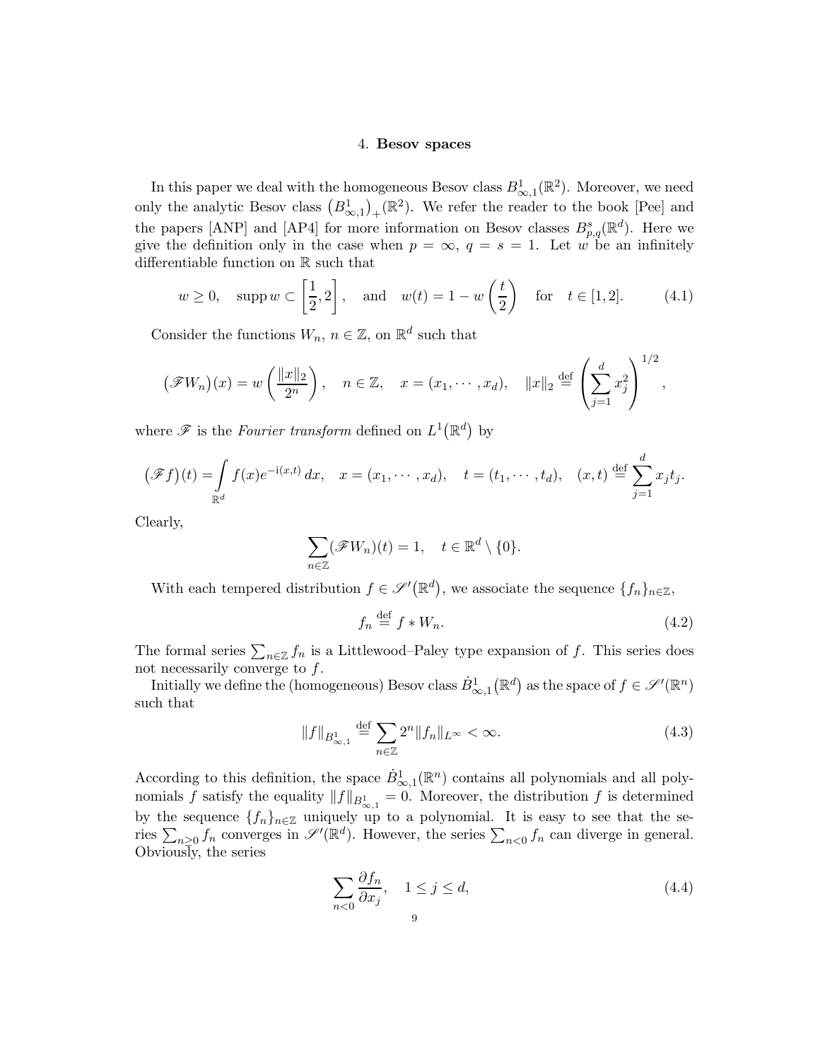## 4. **Besov spaces**

In this paper we deal with the homogeneous Besov class $B^1_{\infty,1}(\mathbb{R}^2)$. Moreover, we need only the analytic Besov class $\big(B^1_{\infty,1}\big)_+(\mathbb{R}^2)$. We refer the reader to the book [Pee] and the papers [ANP] and [AP4] for more information on Besov classes $B^s_{p,q}(\mathbb{R}^d)$. Here we give the definition only in the case when $p = \infty$, $q = s = 1$. Let $w$ be an infinitely differentiable function on $\mathbb{R}$ such that

$$w \ge 0, \quad \operatorname{supp} w \subset \left[\frac{1}{2}, 2\right], \quad \text{and} \quad w(t) = 1 - w\left(\frac{t}{2}\right) \quad \text{for} \quad t \in [1,2]. \tag{4.1}$$

Consider the functions $W_n$, $n \in \mathbb{Z}$, on $\mathbb{R}^d$ such that

$$\big(\mathscr{F} W_n\big)(x) = w\left(\frac{\|x\|_2}{2^n}\right), \quad n \in \mathbb{Z}, \quad x = (x_1, \cdots, x_d), \quad \|x\|_2 \stackrel{\text{def}}{=} \left(\sum_{j=1}^{d} x_j^2\right)^{1/2},$$

where $\mathscr{F}$ is the *Fourier transform* defined on $L^1\big(\mathbb{R}^d\big)$ by

$$\big(\mathscr{F} f\big)(t) = \int\limits_{\mathbb{R}^d} f(x) e^{-\mathrm{i}(x,t)}\, dx, \quad x = (x_1, \cdots, x_d), \quad t = (t_1, \cdots, t_d), \quad (x,t) \stackrel{\text{def}}{=} \sum_{j=1}^{d} x_j t_j.$$

Clearly,

$$\sum_{n \in \mathbb{Z}} (\mathscr{F} W_n)(t) = 1, \quad t \in \mathbb{R}^d \setminus \{0\}.$$

With each tempered distribution $f \in \mathscr{S}'\big(\mathbb{R}^d\big)$, we associate the sequence $\{f_n\}_{n \in \mathbb{Z}}$,

$$f_n \stackrel{\text{def}}{=} f * W_n. \tag{4.2}$$

The formal series $\sum_{n \in \mathbb{Z}} f_n$ is a Littlewood–Paley type expansion of $f$. This series does not necessarily converge to $f$.

Initially we define the (homogeneous) Besov class $\dot{B}^1_{\infty,1}\big(\mathbb{R}^d\big)$ as the space of $f \in \mathscr{S}'(\mathbb{R}^n)$ such that

$$\|f\|_{B^1_{\infty,1}} \stackrel{\text{def}}{=} \sum_{n \in \mathbb{Z}} 2^n \|f_n\|_{L^\infty} < \infty. \tag{4.3}$$

According to this definition, the space $\dot{B}^1_{\infty,1}(\mathbb{R}^n)$ contains all polynomials and all polynomials $f$ satisfy the equality $\|f\|_{B^1_{\infty,1}} = 0$. Moreover, the distribution $f$ is determined by the sequence $\{f_n\}_{n \in \mathbb{Z}}$ uniquely up to a polynomial. It is easy to see that the series $\sum_{n \ge 0} f_n$ converges in $\mathscr{S}'(\mathbb{R}^d)$. However, the series $\sum_{n<0} f_n$ can diverge in general. Obviously, the series

$$\sum_{n<0} \frac{\partial f_n}{\partial x_j}, \quad 1 \le j \le d, \tag{4.4}$$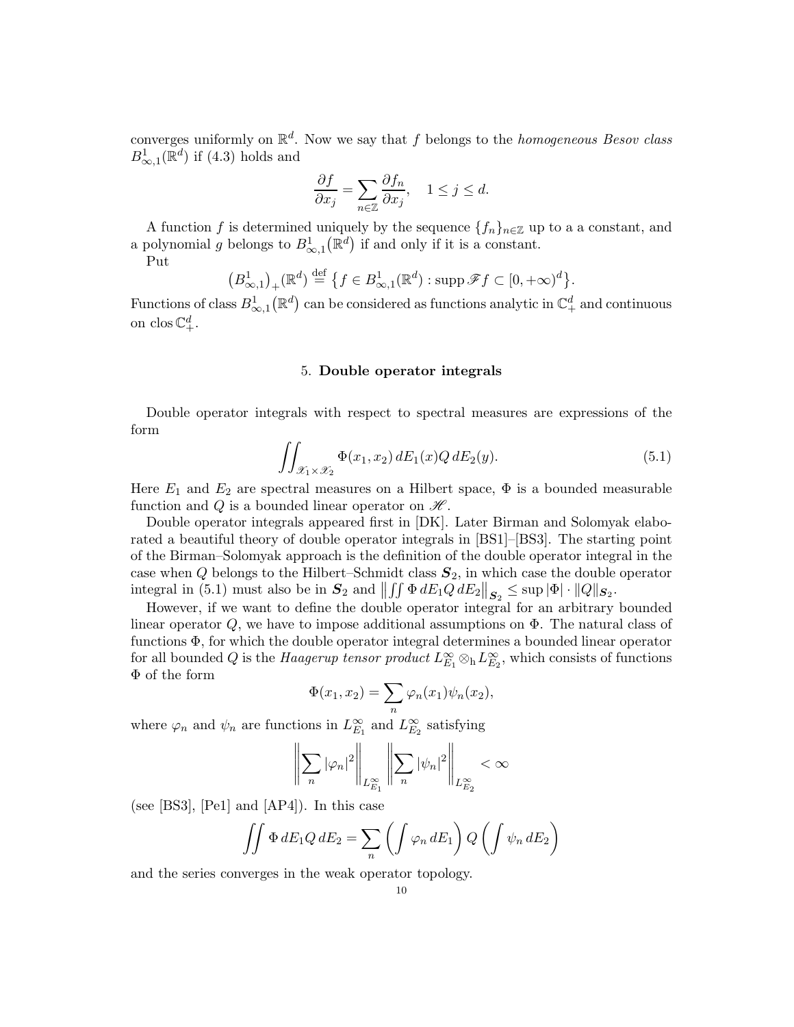converges uniformly on $\mathbb{R}^d$. Now we say that $f$ belongs to the *homogeneous Besov class* $B^1_{\infty,1}(\mathbb{R}^d)$ if (4.3) holds and

$$\frac{\partial f}{\partial x_j} = \sum_{n\in\mathbb{Z}} \frac{\partial f_n}{\partial x_j}, \quad 1 \le j \le d.$$

A function $f$ is determined uniquely by the sequence $\{f_n\}_{n\in\mathbb{Z}}$ up to a a constant, and a polynomial $g$ belongs to $B^1_{\infty,1}(\mathbb{R}^d)$ if and only if it is a constant.

Put

$$\big(B^1_{\infty,1}\big)_+(\mathbb{R}^d) \stackrel{\text{def}}{=} \big\{f \in B^1_{\infty,1}(\mathbb{R}^d) : \operatorname{supp} \mathscr{F} f \subset [0,+\infty)^d\big\}.$$

Functions of class $B^1_{\infty,1}(\mathbb{R}^d)$ can be considered as functions analytic in $\mathbb{C}^d_+$ and continuous on $\operatorname{clos} \mathbb{C}^d_+$.

## 5. Double operator integrals

Double operator integrals with respect to spectral measures are expressions of the form

$$\iint_{\mathscr{X}_1\times\mathscr{X}_2} \Phi(x_1,x_2)\, dE_1(x) Q\, dE_2(y). \tag{5.1}$$

Here $E_1$ and $E_2$ are spectral measures on a Hilbert space, $\Phi$ is a bounded measurable function and $Q$ is a bounded linear operator on $\mathscr{H}$.

Double operator integrals appeared first in [DK]. Later Birman and Solomyak elaborated a beautiful theory of double operator integrals in [BS1]–[BS3]. The starting point of the Birman–Solomyak approach is the definition of the double operator integral in the case when $Q$ belongs to the Hilbert–Schmidt class $\boldsymbol{S}_2$, in which case the double operator integral in (5.1) must also be in $\boldsymbol{S}_2$ and $\big\|\iint \Phi\, dE_1 Q\, dE_2\big\|_{\boldsymbol{S}_2} \le \sup|\Phi| \cdot \|Q\|_{\boldsymbol{S}_2}$.

However, if we want to define the double operator integral for an arbitrary bounded linear operator $Q$, we have to impose additional assumptions on $\Phi$. The natural class of functions $\Phi$, for which the double operator integral determines a bounded linear operator for all bounded $Q$ is the *Haagerup tensor product* $L^\infty_{E_1} \otimes_{\text{h}} L^\infty_{E_2}$, which consists of functions $\Phi$ of the form

$$\Phi(x_1,x_2) = \sum_n \varphi_n(x_1)\psi_n(x_2),$$

where $\varphi_n$ and $\psi_n$ are functions in $L^\infty_{E_1}$ and $L^\infty_{E_2}$ satisfying

$$\left\|\sum_n |\varphi_n|^2\right\|_{L^\infty_{E_1}} \left\|\sum_n |\psi_n|^2\right\|_{L^\infty_{E_2}} < \infty$$

(see [BS3], [Pe1] and [AP4]). In this case

$$\iint \Phi\, dE_1 Q\, dE_2 = \sum_n \left(\int \varphi_n\, dE_1\right) Q \left(\int \psi_n\, dE_2\right)$$

and the series converges in the weak operator topology.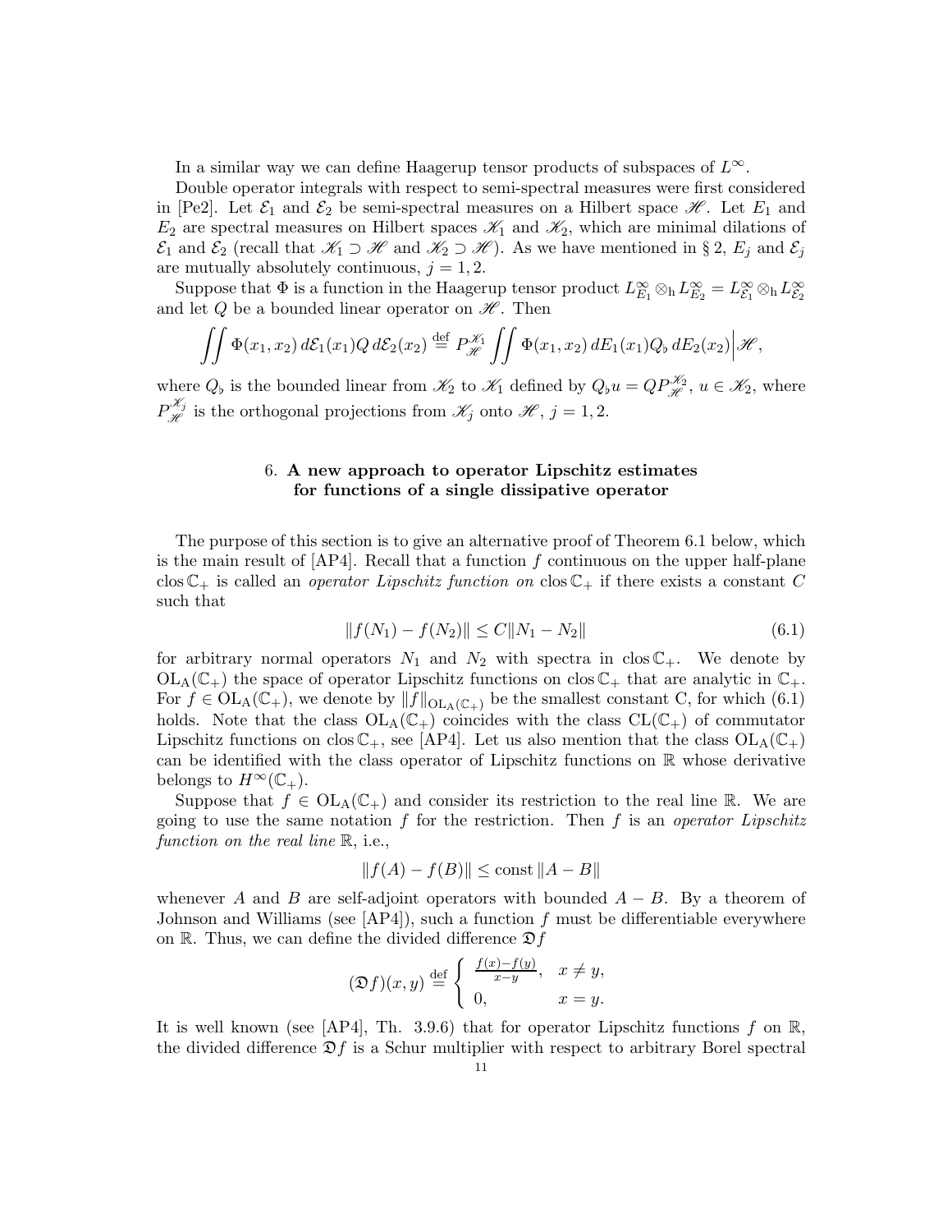In a similar way we can define Haagerup tensor products of subspaces of $L^\infty$.

Double operator integrals with respect to semi-spectral measures were first considered in [Pe2]. Let $\mathcal{E}_1$ and $\mathcal{E}_2$ be semi-spectral measures on a Hilbert space $\mathscr{H}$. Let $E_1$ and $E_2$ are spectral measures on Hilbert spaces $\mathscr{K}_1$ and $\mathscr{K}_2$, which are minimal dilations of $\mathcal{E}_1$ and $\mathcal{E}_2$ (recall that $\mathscr{K}_1 \supset \mathscr{H}$ and $\mathscr{K}_2 \supset \mathscr{H}$). As we have mentioned in § 2, $E_j$ and $\mathcal{E}_j$ are mutually absolutely continuous, $j = 1, 2$.

Suppose that $\Phi$ is a function in the Haagerup tensor product $L^\infty_{E_1} \otimes_{\rm h} L^\infty_{E_2} = L^\infty_{\mathcal{E}_1} \otimes_{\rm h} L^\infty_{\mathcal{E}_2}$ and let $Q$ be a bounded linear operator on $\mathscr{H}$. Then

$$\iint \Phi(x_1, x_2)\, d\mathcal{E}_1(x_1) Q\, d\mathcal{E}_2(x_2) \stackrel{\rm def}{=} P^{\mathscr{K}_1}_{\mathscr{H}} \iint \Phi(x_1, x_2)\, dE_1(x_1) Q_\flat\, dE_2(x_2) \Big| \mathscr{H},$$

where $Q_\flat$ is the bounded linear from $\mathscr{K}_2$ to $\mathscr{K}_1$ defined by $Q_\flat u = Q P^{\mathscr{K}_2}_{\mathscr{H}}$, $u \in \mathscr{K}_2$, where $P^{\mathscr{K}_j}_{\mathscr{H}}$ is the orthogonal projections from $\mathscr{K}_j$ onto $\mathscr{H}$, $j = 1, 2$.

## 6. A new approach to operator Lipschitz estimates for functions of a single dissipative operator

The purpose of this section is to give an alternative proof of Theorem 6.1 below, which is the main result of [AP4]. Recall that a function $f$ continuous on the upper half-plane $\operatorname{clos} \mathbb{C}_+$ is called an *operator Lipschitz function on* $\operatorname{clos} \mathbb{C}_+$ if there exists a constant $C$ such that

$$\|f(N_1) - f(N_2)\| \le C \|N_1 - N_2\| \tag{6.1}$$

for arbitrary normal operators $N_1$ and $N_2$ with spectra in $\operatorname{clos} \mathbb{C}_+$. We denote by $\operatorname{OL_A}(\mathbb{C}_+)$ the space of operator Lipschitz functions on $\operatorname{clos} \mathbb{C}_+$ that are analytic in $\mathbb{C}_+$. For $f \in \operatorname{OL_A}(\mathbb{C}_+)$, we denote by $\|f\|_{\operatorname{OL_A}(\mathbb{C}_+)}$ be the smallest constant C, for which (6.1) holds. Note that the class $\operatorname{OL_A}(\mathbb{C}_+)$ coincides with the class $\operatorname{CL}(\mathbb{C}_+)$ of commutator Lipschitz functions on $\operatorname{clos} \mathbb{C}_+$, see [AP4]. Let us also mention that the class $\operatorname{OL_A}(\mathbb{C}_+)$ can be identified with the class operator of Lipschitz functions on $\mathbb{R}$ whose derivative belongs to $H^\infty(\mathbb{C}_+)$.

Suppose that $f \in \operatorname{OL_A}(\mathbb{C}_+)$ and consider its restriction to the real line $\mathbb{R}$. We are going to use the same notation $f$ for the restriction. Then $f$ is an *operator Lipschitz function on the real line* $\mathbb{R}$, i.e.,

$$\|f(A) - f(B)\| \le \operatorname{const} \|A - B\|$$

whenever $A$ and $B$ are self-adjoint operators with bounded $A - B$. By a theorem of Johnson and Williams (see [AP4]), such a function $f$ must be differentiable everywhere on $\mathbb{R}$. Thus, we can define the divided difference $\mathfrak{D} f$

$$(\mathfrak{D} f)(x, y) \stackrel{\rm def}{=} \begin{cases} \frac{f(x) - f(y)}{x - y}, & x \ne y, \\ 0, & x = y. \end{cases}$$

It is well known (see [AP4], Th. 3.9.6) that for operator Lipschitz functions $f$ on $\mathbb{R}$, the divided difference $\mathfrak{D} f$ is a Schur multiplier with respect to arbitrary Borel spectral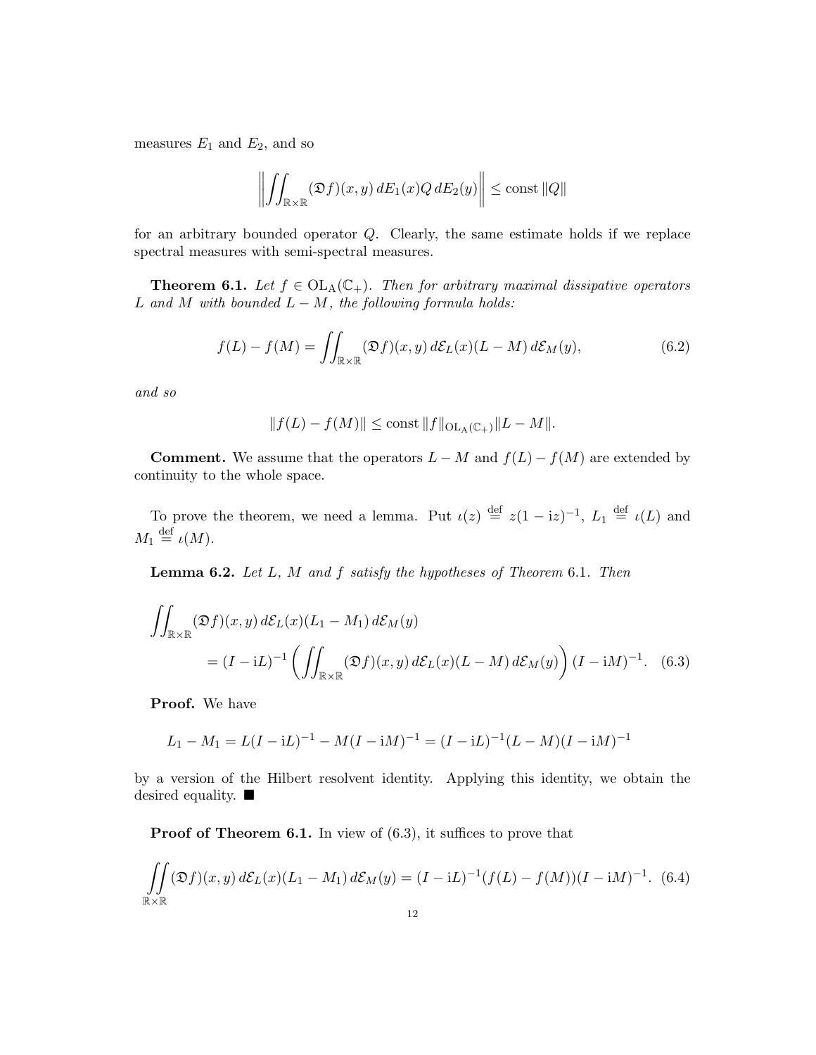measures $E_1$ and $E_2$, and so

$$\left\| \iint_{\mathbb{R}\times\mathbb{R}} (\mathfrak{D}f)(x,y)\, dE_1(x) Q\, dE_2(y) \right\| \le \text{const}\, \|Q\|$$

for an arbitrary bounded operator $Q$. Clearly, the same estimate holds if we replace spectral measures with semi-spectral measures.

**Theorem 6.1.** *Let $f \in \mathrm{OL}_{\mathrm{A}}(\mathbb{C}_+)$. Then for arbitrary maximal dissipative operators $L$ and $M$ with bounded $L - M$, the following formula holds:*

$$f(L) - f(M) = \iint_{\mathbb{R}\times\mathbb{R}} (\mathfrak{D}f)(x,y)\, d\mathcal{E}_L(x)(L-M)\, d\mathcal{E}_M(y), \tag{6.2}$$

*and so*

$$\|f(L) - f(M)\| \le \text{const}\, \|f\|_{\mathrm{OL}_{\mathrm{A}}(\mathbb{C}_+)} \|L - M\|.$$

**Comment.** We assume that the operators $L - M$ and $f(L) - f(M)$ are extended by continuity to the whole space.

To prove the theorem, we need a lemma. Put $\iota(z) \stackrel{\text{def}}{=} z(1 - \mathrm{i}z)^{-1}$, $L_1 \stackrel{\text{def}}{=} \iota(L)$ and $M_1 \stackrel{\text{def}}{=} \iota(M)$.

**Lemma 6.2.** *Let $L$, $M$ and $f$ satisfy the hypotheses of Theorem 6.1. Then*

$$\begin{aligned}\iint_{\mathbb{R}\times\mathbb{R}} &(\mathfrak{D}f)(x,y)\, d\mathcal{E}_L(x)(L_1 - M_1)\, d\mathcal{E}_M(y) \\ &= (I - \mathrm{i}L)^{-1} \left( \iint_{\mathbb{R}\times\mathbb{R}} (\mathfrak{D}f)(x,y)\, d\mathcal{E}_L(x)(L-M)\, d\mathcal{E}_M(y) \right) (I - \mathrm{i}M)^{-1}. \end{aligned} \tag{6.3}$$

**Proof.** We have

$$L_1 - M_1 = L(I - \mathrm{i}L)^{-1} - M(I - \mathrm{i}M)^{-1} = (I - \mathrm{i}L)^{-1}(L - M)(I - \mathrm{i}M)^{-1}$$

by a version of the Hilbert resolvent identity. Applying this identity, we obtain the desired equality. ■

**Proof of Theorem 6.1.** In view of (6.3), it suffices to prove that

$$\iint_{\mathbb{R}\times\mathbb{R}} (\mathfrak{D}f)(x,y)\, d\mathcal{E}_L(x)(L_1 - M_1)\, d\mathcal{E}_M(y) = (I - \mathrm{i}L)^{-1}(f(L) - f(M))(I - \mathrm{i}M)^{-1}. \tag{6.4}$$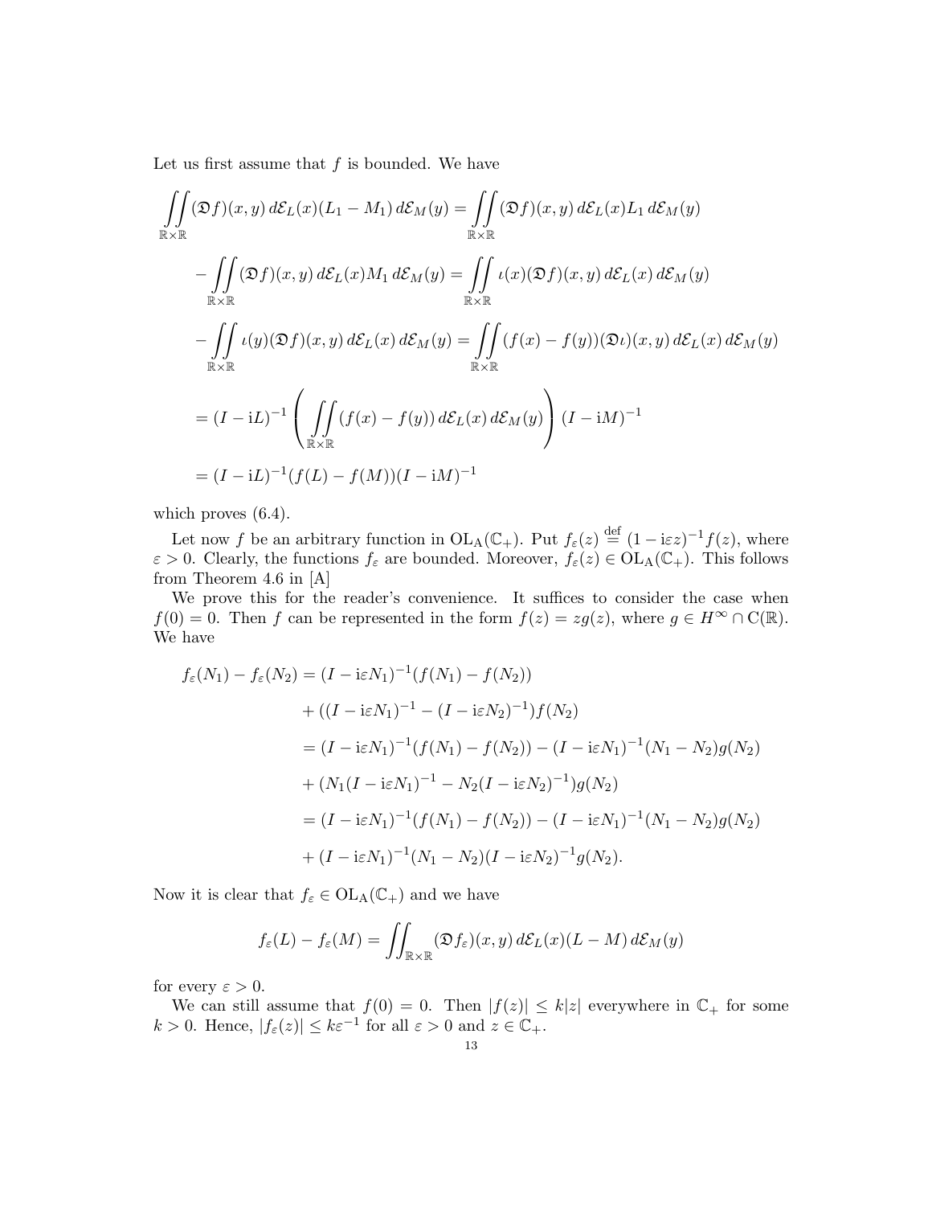Let us first assume that $f$ is bounded. We have

$$
\begin{aligned}
\iint\limits_{\mathbb{R}\times\mathbb{R}} (\mathfrak{D}f)(x,y)\,d\mathcal{E}_L(x)(L_1-M_1)\,d\mathcal{E}_M(y) &= \iint\limits_{\mathbb{R}\times\mathbb{R}} (\mathfrak{D}f)(x,y)\,d\mathcal{E}_L(x)L_1\,d\mathcal{E}_M(y)\\
&- \iint\limits_{\mathbb{R}\times\mathbb{R}} (\mathfrak{D}f)(x,y)\,d\mathcal{E}_L(x)M_1\,d\mathcal{E}_M(y) = \iint\limits_{\mathbb{R}\times\mathbb{R}} \iota(x)(\mathfrak{D}f)(x,y)\,d\mathcal{E}_L(x)\,d\mathcal{E}_M(y)\\
&- \iint\limits_{\mathbb{R}\times\mathbb{R}} \iota(y)(\mathfrak{D}f)(x,y)\,d\mathcal{E}_L(x)\,d\mathcal{E}_M(y) = \iint\limits_{\mathbb{R}\times\mathbb{R}} (f(x)-f(y))(\mathfrak{D}\iota)(x,y)\,d\mathcal{E}_L(x)\,d\mathcal{E}_M(y)\\
&= (I-\mathrm{i}L)^{-1}\left(\iint\limits_{\mathbb{R}\times\mathbb{R}} (f(x)-f(y))\,d\mathcal{E}_L(x)\,d\mathcal{E}_M(y)\right)(I-\mathrm{i}M)^{-1}\\
&= (I-\mathrm{i}L)^{-1}(f(L)-f(M))(I-\mathrm{i}M)^{-1}
\end{aligned}
$$

which proves (6.4).

Let now $f$ be an arbitrary function in $\mathrm{OL_A}(\mathbb{C}_+)$. Put $f_\varepsilon(z) \stackrel{\mathrm{def}}{=} (1-\mathrm{i}\varepsilon z)^{-1}f(z)$, where $\varepsilon>0$. Clearly, the functions $f_\varepsilon$ are bounded. Moreover, $f_\varepsilon(z)\in \mathrm{OL_A}(\mathbb{C}_+)$. This follows from Theorem 4.6 in [A]

We prove this for the reader's convenience. It suffices to consider the case when $f(0)=0$. Then $f$ can be represented in the form $f(z)=zg(z)$, where $g\in H^\infty\cap \mathrm{C}(\mathbb{R})$. We have

$$
\begin{aligned}
f_\varepsilon(N_1)-f_\varepsilon(N_2) &= (I-\mathrm{i}\varepsilon N_1)^{-1}(f(N_1)-f(N_2))\\
&+ ((I-\mathrm{i}\varepsilon N_1)^{-1}-(I-\mathrm{i}\varepsilon N_2)^{-1})f(N_2)\\
&= (I-\mathrm{i}\varepsilon N_1)^{-1}(f(N_1)-f(N_2)) - (I-\mathrm{i}\varepsilon N_1)^{-1}(N_1-N_2)g(N_2)\\
&+ (N_1(I-\mathrm{i}\varepsilon N_1)^{-1}-N_2(I-\mathrm{i}\varepsilon N_2)^{-1})g(N_2)\\
&= (I-\mathrm{i}\varepsilon N_1)^{-1}(f(N_1)-f(N_2)) - (I-\mathrm{i}\varepsilon N_1)^{-1}(N_1-N_2)g(N_2)\\
&+ (I-\mathrm{i}\varepsilon N_1)^{-1}(N_1-N_2)(I-\mathrm{i}\varepsilon N_2)^{-1}g(N_2).
\end{aligned}
$$

Now it is clear that $f_\varepsilon\in\mathrm{OL_A}(\mathbb{C}_+)$ and we have

$$
f_\varepsilon(L)-f_\varepsilon(M) = \iint_{\mathbb{R}\times\mathbb{R}} (\mathfrak{D}f_\varepsilon)(x,y)\,d\mathcal{E}_L(x)(L-M)\,d\mathcal{E}_M(y)
$$

for every $\varepsilon>0$.

We can still assume that $f(0)=0$. Then $|f(z)|\le k|z|$ everywhere in $\mathbb{C}_+$ for some $k>0$. Hence, $|f_\varepsilon(z)|\le k\varepsilon^{-1}$ for all $\varepsilon>0$ and $z\in\mathbb{C}_+$.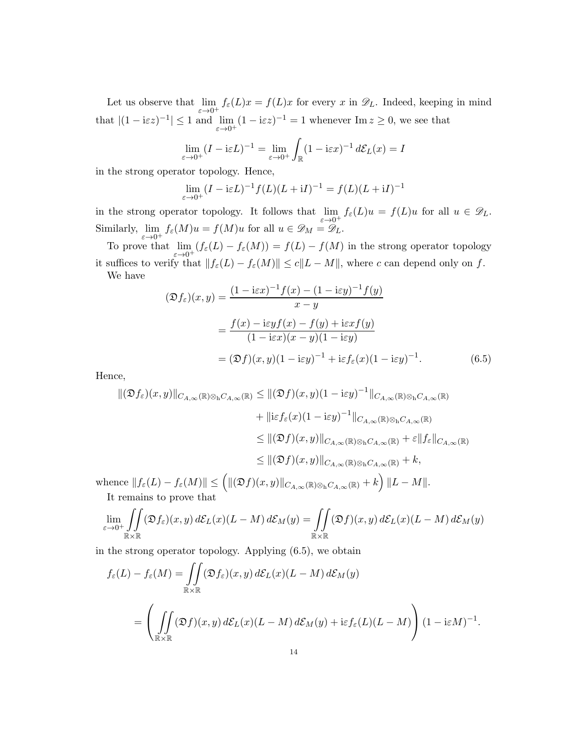Let us observe that $\lim_{\varepsilon\to 0^+} f_\varepsilon(L)x = f(L)x$ for every $x$ in $\mathscr{D}_L$. Indeed, keeping in mind that $|(1-\mathrm{i}\varepsilon z)^{-1}| \le 1$ and $\lim_{\varepsilon\to 0^+}(1-\mathrm{i}\varepsilon z)^{-1} = 1$ whenever $\operatorname{Im} z \ge 0$, we see that

$$\lim_{\varepsilon\to 0^+}(I-\mathrm{i}\varepsilon L)^{-1} = \lim_{\varepsilon\to 0^+}\int_{\mathbb{R}}(1-\mathrm{i}\varepsilon x)^{-1}\,d\mathcal{E}_L(x) = I$$

in the strong operator topology. Hence,

$$\lim_{\varepsilon\to 0^+}(I-\mathrm{i}\varepsilon L)^{-1}f(L)(L+\mathrm{i}I)^{-1} = f(L)(L+\mathrm{i}I)^{-1}$$

in the strong operator topology. It follows that $\lim_{\varepsilon\to 0^+} f_\varepsilon(L)u = f(L)u$ for all $u \in \mathscr{D}_L$. Similarly, $\lim_{\varepsilon\to 0^+} f_\varepsilon(M)u = f(M)u$ for all $u \in \mathscr{D}_M = \mathscr{D}_L$.

To prove that $\lim_{\varepsilon\to 0^+}(f_\varepsilon(L) - f_\varepsilon(M)) = f(L) - f(M)$ in the strong operator topology it suffices to verify that $\|f_\varepsilon(L) - f_\varepsilon(M)\| \le c\|L-M\|$, where $c$ can depend only on $f$.

We have

$$\begin{aligned}
(\mathfrak{D}f_\varepsilon)(x,y) &= \frac{(1-\mathrm{i}\varepsilon x)^{-1}f(x) - (1-\mathrm{i}\varepsilon y)^{-1}f(y)}{x-y}\\
&= \frac{f(x) - \mathrm{i}\varepsilon y f(x) - f(y) + \mathrm{i}\varepsilon x f(y)}{(1-\mathrm{i}\varepsilon x)(x-y)(1-\mathrm{i}\varepsilon y)}\\
&= (\mathfrak{D}f)(x,y)(1-\mathrm{i}\varepsilon y)^{-1} + \mathrm{i}\varepsilon f_\varepsilon(x)(1-\mathrm{i}\varepsilon y)^{-1}.
\end{aligned}\tag{6.5}$$

Hence,

$$\begin{aligned}
\|(\mathfrak{D}f_\varepsilon)(x,y)\|_{C_{A,\infty}(\mathbb{R})\otimes_{\mathrm{h}}C_{A,\infty}(\mathbb{R})} &\le \|(\mathfrak{D}f)(x,y)(1-\mathrm{i}\varepsilon y)^{-1}\|_{C_{A,\infty}(\mathbb{R})\otimes_{\mathrm{h}}C_{A,\infty}(\mathbb{R})}\\
&\quad + \|\mathrm{i}\varepsilon f_\varepsilon(x)(1-\mathrm{i}\varepsilon y)^{-1}\|_{C_{A,\infty}(\mathbb{R})\otimes_{\mathrm{h}}C_{A,\infty}(\mathbb{R})}\\
&\le \|(\mathfrak{D}f)(x,y)\|_{C_{A,\infty}(\mathbb{R})\otimes_{\mathrm{h}}C_{A,\infty}(\mathbb{R})} + \varepsilon\|f_\varepsilon\|_{C_{A,\infty}(\mathbb{R})}\\
&\le \|(\mathfrak{D}f)(x,y)\|_{C_{A,\infty}(\mathbb{R})\otimes_{\mathrm{h}}C_{A,\infty}(\mathbb{R})} + k,
\end{aligned}$$

whence $\|f_\varepsilon(L) - f_\varepsilon(M)\| \le \left(\|(\mathfrak{D}f)(x,y)\|_{C_{A,\infty}(\mathbb{R})\otimes_{\mathrm{h}}C_{A,\infty}(\mathbb{R})} + k\right)\|L-M\|$.

It remains to prove that

$$\lim_{\varepsilon\to 0^+}\iint_{\mathbb{R}\times\mathbb{R}}(\mathfrak{D}f_\varepsilon)(x,y)\,d\mathcal{E}_L(x)(L-M)\,d\mathcal{E}_M(y) = \iint_{\mathbb{R}\times\mathbb{R}}(\mathfrak{D}f)(x,y)\,d\mathcal{E}_L(x)(L-M)\,d\mathcal{E}_M(y)$$

in the strong operator topology. Applying (6.5), we obtain

$$\begin{aligned}
f_\varepsilon(L) - f_\varepsilon(M) &= \iint_{\mathbb{R}\times\mathbb{R}}(\mathfrak{D}f_\varepsilon)(x,y)\,d\mathcal{E}_L(x)(L-M)\,d\mathcal{E}_M(y)\\
&= \left(\iint_{\mathbb{R}\times\mathbb{R}}(\mathfrak{D}f)(x,y)\,d\mathcal{E}_L(x)(L-M)\,d\mathcal{E}_M(y) + \mathrm{i}\varepsilon f_\varepsilon(L)(L-M)\right)(1-\mathrm{i}\varepsilon M)^{-1}.
\end{aligned}$$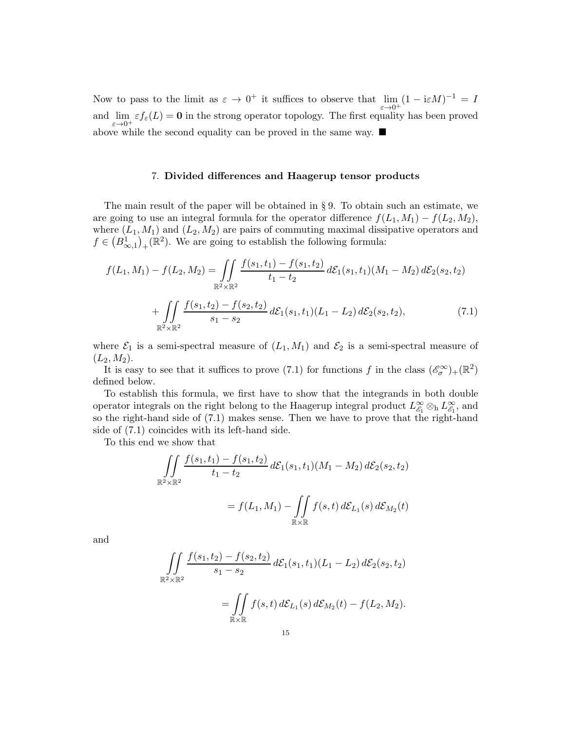Now to pass to the limit as $\varepsilon \to 0^+$ it suffices to observe that $\lim\limits_{\varepsilon \to 0^+} (1 - \mathrm{i}\varepsilon M)^{-1} = I$ and $\lim\limits_{\varepsilon \to 0^+} \varepsilon f_\varepsilon(L) = \mathbf{0}$ in the strong operator topology. The first equality has been proved above while the second equality can be proved in the same way. ■

## 7. Divided differences and Haagerup tensor products

The main result of the paper will be obtained in § 9. To obtain such an estimate, we are going to use an integral formula for the operator difference $f(L_1, M_1) - f(L_2, M_2)$, where $(L_1, M_1)$ and $(L_2, M_2)$ are pairs of commuting maximal dissipative operators and $f \in \big(B^1_{\infty,1}\big)_+(\mathbb{R}^2)$. We are going to establish the following formula:

$$
\begin{aligned}
f(L_1, M_1) - f(L_2, M_2) &= \iint\limits_{\mathbb{R}^2 \times \mathbb{R}^2} \frac{f(s_1, t_1) - f(s_1, t_2)}{t_1 - t_2}\, d\mathcal{E}_1(s_1, t_1)(M_1 - M_2)\, d\mathcal{E}_2(s_2, t_2) \\
&+ \iint\limits_{\mathbb{R}^2 \times \mathbb{R}^2} \frac{f(s_1, t_2) - f(s_2, t_2)}{s_1 - s_2}\, d\mathcal{E}_1(s_1, t_1)(L_1 - L_2)\, d\mathcal{E}_2(s_2, t_2),
\end{aligned} \tag{7.1}
$$

where $\mathcal{E}_1$ is a semi-spectral measure of $(L_1, M_1)$ and $\mathcal{E}_2$ is a semi-spectral measure of $(L_2, M_2)$.

It is easy to see that it suffices to prove (7.1) for functions $f$ in the class $(\mathscr{E}^\infty_\sigma)_+(\mathbb{R}^2)$ defined below.

To establish this formula, we first have to show that the integrands in both double operator integrals on the right belong to the Haagerup integral product $L^\infty_{\mathscr{E}_1} \otimes_{\mathrm{h}} L^\infty_{\mathscr{E}_1}$, and so the right-hand side of (7.1) makes sense. Then we have to prove that the right-hand side of (7.1) coincides with its left-hand side.

To this end we show that

$$
\begin{aligned}
&\iint\limits_{\mathbb{R}^2 \times \mathbb{R}^2} \frac{f(s_1, t_1) - f(s_1, t_2)}{t_1 - t_2}\, d\mathcal{E}_1(s_1, t_1)(M_1 - M_2)\, d\mathcal{E}_2(s_2, t_2) \\
&\qquad = f(L_1, M_1) - \iint\limits_{\mathbb{R} \times \mathbb{R}} f(s, t)\, d\mathcal{E}_{L_1}(s)\, d\mathcal{E}_{M_2}(t)
\end{aligned}
$$

and

$$
\begin{aligned}
&\iint\limits_{\mathbb{R}^2 \times \mathbb{R}^2} \frac{f(s_1, t_2) - f(s_2, t_2)}{s_1 - s_2}\, d\mathcal{E}_1(s_1, t_1)(L_1 - L_2)\, d\mathcal{E}_2(s_2, t_2) \\
&\qquad = \iint\limits_{\mathbb{R} \times \mathbb{R}} f(s, t)\, d\mathcal{E}_{L_1}(s)\, d\mathcal{E}_{M_2}(t) - f(L_2, M_2).
\end{aligned}
$$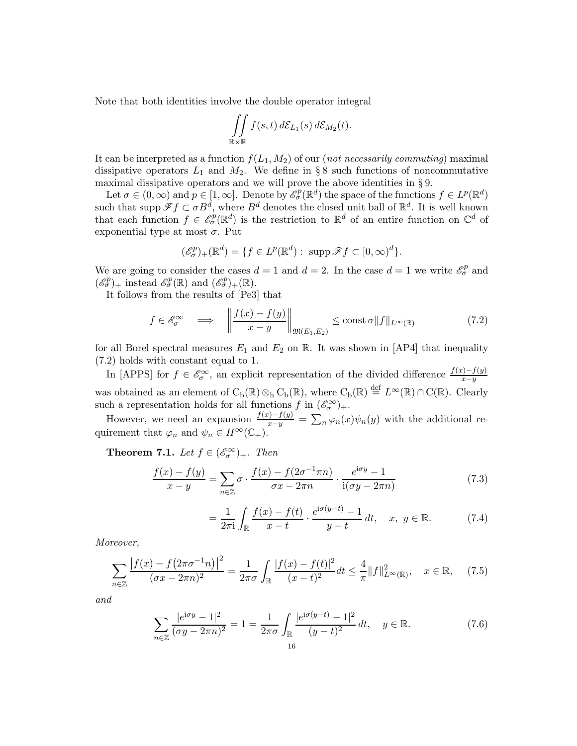Note that both identities involve the double operator integral

$$\iint\limits_{\mathbb{R}\times\mathbb{R}} f(s,t)\,d\mathcal{E}_{L_1}(s)\,d\mathcal{E}_{M_2}(t).$$

It can be interpreted as a function $f(L_1, M_2)$ of our (*not necessarily commuting*) maximal dissipative operators $L_1$ and $M_2$. We define in § 8 such functions of noncommutative maximal dissipative operators and we will prove the above identities in § 9.

Let $\sigma \in (0,\infty)$ and $p \in [1,\infty]$. Denote by $\mathscr{E}^p_\sigma(\mathbb{R}^d)$ the space of the functions $f \in L^p(\mathbb{R}^d)$ such that $\operatorname{supp}\mathscr{F}f \subset \sigma B^d$, where $B^d$ denotes the closed unit ball of $\mathbb{R}^d$. It is well known that each function $f \in \mathscr{E}^p_\sigma(\mathbb{R}^d)$ is the restriction to $\mathbb{R}^d$ of an entire function on $\mathbb{C}^d$ of exponential type at most $\sigma$. Put

$$(\mathscr{E}^p_\sigma)_+(\mathbb{R}^d) = \{f \in L^p(\mathbb{R}^d) : \ \operatorname{supp}\mathscr{F}f \subset [0,\infty)^d\}.$$

We are going to consider the cases $d = 1$ and $d = 2$. In the case $d = 1$ we write $\mathscr{E}^p_\sigma$ and $(\mathscr{E}^p_\sigma)_+$ instead $\mathscr{E}^p_\sigma(\mathbb{R})$ and $(\mathscr{E}^p_\sigma)_+(\mathbb{R})$.

It follows from the results of [Pe3] that

$$f \in \mathscr{E}^\infty_\sigma \quad \Longrightarrow \quad \left\|\frac{f(x)-f(y)}{x-y}\right\|_{\mathfrak{M}(E_1,E_2)} \le \operatorname{const}\sigma\|f\|_{L^\infty(\mathbb{R})} \tag{7.2}$$

for all Borel spectral measures $E_1$ and $E_2$ on $\mathbb{R}$. It was shown in [AP4] that inequality (7.2) holds with constant equal to 1.

In [APPS] for $f \in \mathscr{E}^\infty_\sigma$, an explicit representation of the divided difference $\frac{f(x)-f(y)}{x-y}$ was obtained as an element of $\mathrm{C_b}(\mathbb{R}) \otimes_{\mathrm{h}} \mathrm{C_b}(\mathbb{R})$, where $\mathrm{C_b}(\mathbb{R}) \stackrel{\mathrm{def}}{=} L^\infty(\mathbb{R}) \cap \mathrm{C}(\mathbb{R})$. Clearly such a representation holds for all functions $f$ in $(\mathscr{E}^\infty_\sigma)_+$.

However, we need an expansion $\frac{f(x)-f(y)}{x-y} = \sum_n \varphi_n(x)\psi_n(y)$ with the additional requirement that $\varphi_n$ and $\psi_n \in H^\infty(\mathbb{C}_+)$.

**Theorem 7.1.** *Let $f \in (\mathscr{E}^\infty_\sigma)_+$. Then*

$$\frac{f(x)-f(y)}{x-y} = \sum_{n\in\mathbb{Z}} \sigma \cdot \frac{f(x)-f(2\sigma^{-1}\pi n)}{\sigma x - 2\pi n} \cdot \frac{e^{\mathrm{i}\sigma y}-1}{\mathrm{i}(\sigma y - 2\pi n)} \tag{7.3}$$

$$= \frac{1}{2\pi\mathrm{i}}\int_{\mathbb{R}} \frac{f(x)-f(t)}{x-t} \cdot \frac{e^{\mathrm{i}\sigma(y-t)}-1}{y-t}\,dt, \quad x,\ y \in \mathbb{R}. \tag{7.4}$$

*Moreover,*

$$\sum_{n\in\mathbb{Z}} \frac{\left|f(x)-f\left(2\pi\sigma^{-1}n\right)\right|^2}{(\sigma x - 2\pi n)^2} = \frac{1}{2\pi\sigma}\int_{\mathbb{R}} \frac{|f(x)-f(t)|^2}{(x-t)^2}dt \le \frac{4}{\pi}\|f\|^2_{L^\infty(\mathbb{R})}, \quad x \in \mathbb{R}, \tag{7.5}$$

*and*

$$\sum_{n\in\mathbb{Z}} \frac{|e^{\mathrm{i}\sigma y}-1|^2}{(\sigma y - 2\pi n)^2} = 1 = \frac{1}{2\pi\sigma}\int_{\mathbb{R}} \frac{|e^{\mathrm{i}\sigma(y-t)}-1|^2}{(y-t)^2}\,dt, \quad y \in \mathbb{R}. \tag{7.6}$$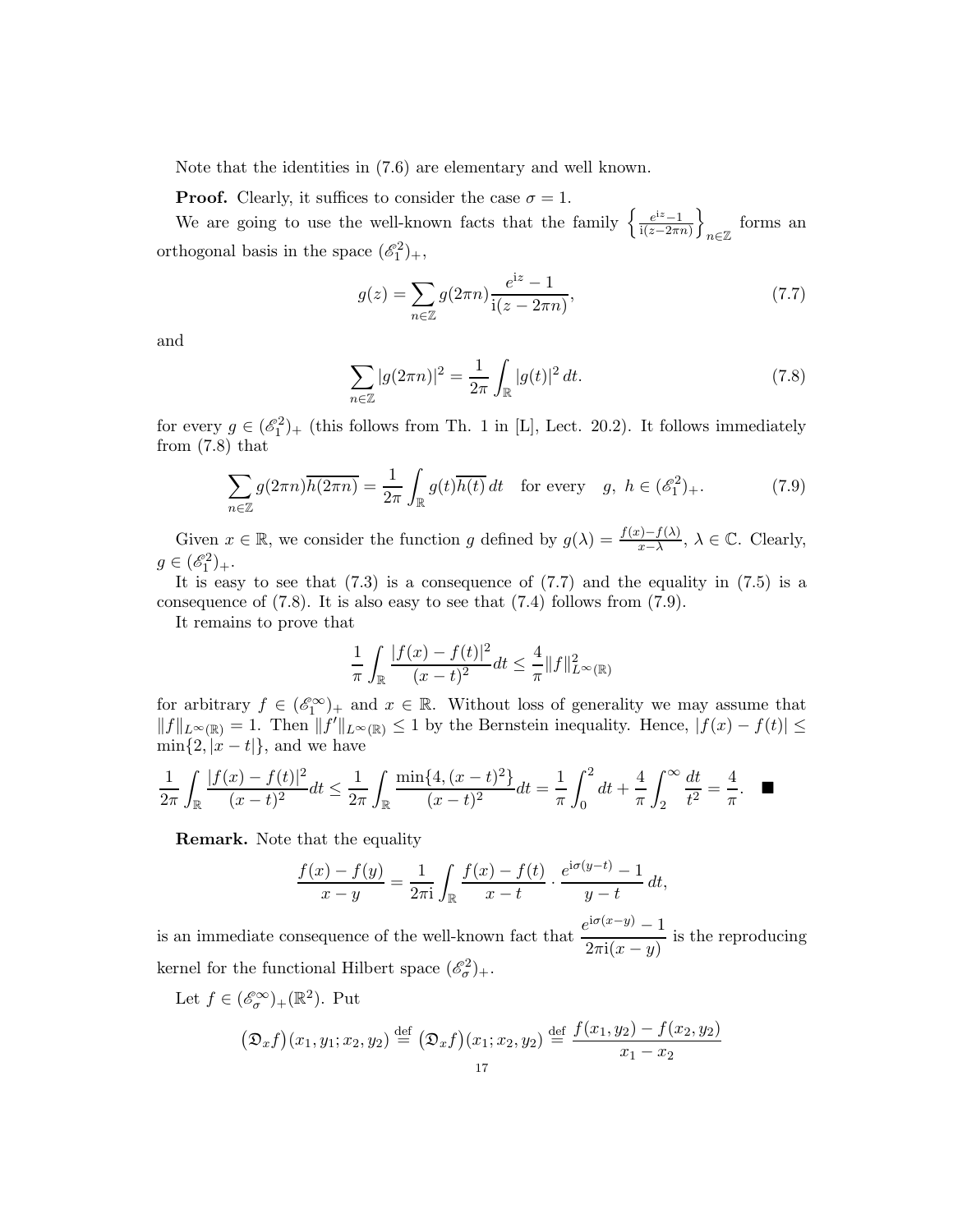Note that the identities in (7.6) are elementary and well known.

**Proof.** Clearly, it suffices to consider the case $\sigma = 1$.

We are going to use the well-known facts that the family $\left\{\frac{e^{\mathrm{i}z}-1}{\mathrm{i}(z-2\pi n)}\right\}_{n\in\mathbb{Z}}$ forms an orthogonal basis in the space $(\mathscr{E}_1^2)_+$,

$$g(z) = \sum_{n\in\mathbb{Z}} g(2\pi n)\frac{e^{\mathrm{i}z}-1}{\mathrm{i}(z-2\pi n)}, \tag{7.7}$$

and

$$\sum_{n\in\mathbb{Z}} |g(2\pi n)|^2 = \frac{1}{2\pi}\int_{\mathbb{R}} |g(t)|^2\,dt. \tag{7.8}$$

for every $g \in (\mathscr{E}_1^2)_+$ (this follows from Th. 1 in [L], Lect. 20.2). It follows immediately from (7.8) that

$$\sum_{n\in\mathbb{Z}} g(2\pi n)\overline{h(2\pi n)} = \frac{1}{2\pi}\int_{\mathbb{R}} g(t)\overline{h(t)}\,dt \quad \text{for every} \quad g,\ h \in (\mathscr{E}_1^2)_+. \tag{7.9}$$

Given $x \in \mathbb{R}$, we consider the function $g$ defined by $g(\lambda) = \frac{f(x)-f(\lambda)}{x-\lambda}$, $\lambda \in \mathbb{C}$. Clearly, $g \in (\mathscr{E}_1^2)_+$.

It is easy to see that (7.3) is a consequence of (7.7) and the equality in (7.5) is a consequence of (7.8). It is also easy to see that (7.4) follows from (7.9).

It remains to prove that

$$\frac{1}{\pi}\int_{\mathbb{R}} \frac{|f(x)-f(t)|^2}{(x-t)^2}dt \le \frac{4}{\pi}\|f\|^2_{L^\infty(\mathbb{R})}$$

for arbitrary $f \in (\mathscr{E}_1^\infty)_+$ and $x \in \mathbb{R}$. Without loss of generality we may assume that $\|f\|_{L^\infty(\mathbb{R})} = 1$. Then $\|f'\|_{L^\infty(\mathbb{R})} \le 1$ by the Bernstein inequality. Hence, $|f(x)-f(t)| \le \min\{2, |x-t|\}$, and we have

$$\frac{1}{2\pi}\int_{\mathbb{R}} \frac{|f(x)-f(t)|^2}{(x-t)^2}dt \le \frac{1}{2\pi}\int_{\mathbb{R}} \frac{\min\{4,(x-t)^2\}}{(x-t)^2}dt = \frac{1}{\pi}\int_0^2 dt + \frac{4}{\pi}\int_2^\infty \frac{dt}{t^2} = \frac{4}{\pi}. \quad \blacksquare$$

**Remark.** Note that the equality

$$\frac{f(x)-f(y)}{x-y} = \frac{1}{2\pi\mathrm{i}}\int_{\mathbb{R}} \frac{f(x)-f(t)}{x-t}\cdot\frac{e^{\mathrm{i}\sigma(y-t)}-1}{y-t}\,dt,$$

is an immediate consequence of the well-known fact that $\dfrac{e^{\mathrm{i}\sigma(x-y)}-1}{2\pi\mathrm{i}(x-y)}$ is the reproducing kernel for the functional Hilbert space $(\mathscr{E}_\sigma^2)_+$.

Let $f \in (\mathscr{E}_\sigma^\infty)_+(\mathbb{R}^2)$. Put

$$\big(\mathfrak{D}_x f\big)(x_1, y_1; x_2, y_2) \stackrel{\text{def}}{=} \big(\mathfrak{D}_x f\big)(x_1; x_2, y_2) \stackrel{\text{def}}{=} \frac{f(x_1, y_2) - f(x_2, y_2)}{x_1 - x_2}$$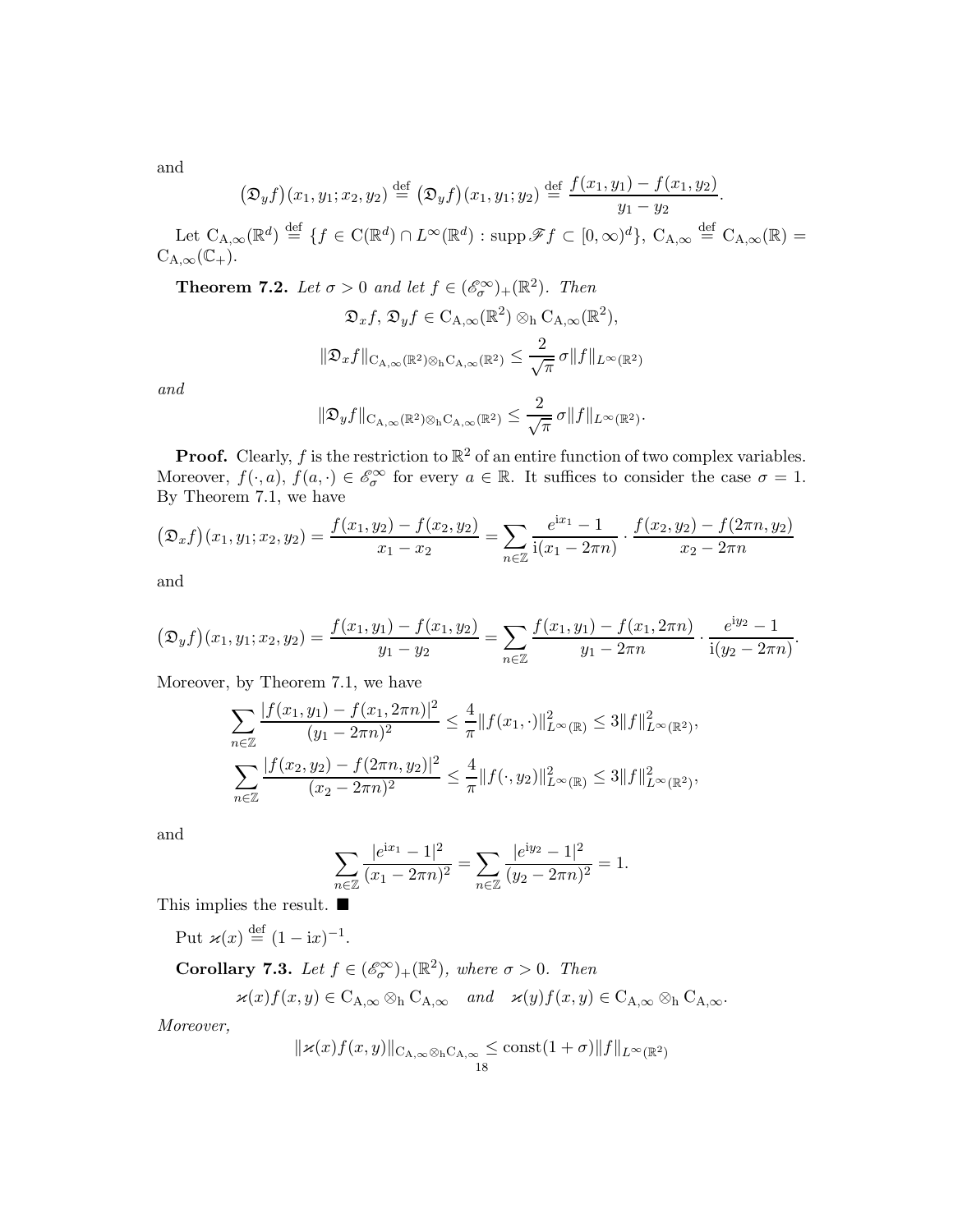and

$$\big(\mathfrak{D}_y f\big)(x_1,y_1;x_2,y_2) \stackrel{\text{def}}{=} \big(\mathfrak{D}_y f\big)(x_1,y_1;y_2) \stackrel{\text{def}}{=} \frac{f(x_1,y_1)-f(x_1,y_2)}{y_1-y_2}.$$

Let $\mathrm{C}_{\mathrm{A},\infty}(\mathbb{R}^d) \stackrel{\text{def}}{=} \{f \in \mathrm{C}(\mathbb{R}^d) \cap L^\infty(\mathbb{R}^d) : \operatorname{supp} \mathscr{F} f \subset [0,\infty)^d\}$, $\mathrm{C}_{\mathrm{A},\infty} \stackrel{\text{def}}{=} \mathrm{C}_{\mathrm{A},\infty}(\mathbb{R}) = \mathrm{C}_{\mathrm{A},\infty}(\mathbb{C}_+)$.

**Theorem 7.2.** *Let $\sigma > 0$ and let $f \in (\mathscr{E}_\sigma^\infty)_+(\mathbb{R}^2)$. Then*

$$\mathfrak{D}_x f,\, \mathfrak{D}_y f \in \mathrm{C}_{\mathrm{A},\infty}(\mathbb{R}^2) \otimes_{\mathrm{h}} \mathrm{C}_{\mathrm{A},\infty}(\mathbb{R}^2),$$

$$\|\mathfrak{D}_x f\|_{\mathrm{C}_{\mathrm{A},\infty}(\mathbb{R}^2) \otimes_{\mathrm{h}} \mathrm{C}_{\mathrm{A},\infty}(\mathbb{R}^2)} \le \frac{2}{\sqrt{\pi}}\, \sigma \|f\|_{L^\infty(\mathbb{R}^2)}$$

*and*

$$\|\mathfrak{D}_y f\|_{\mathrm{C}_{\mathrm{A},\infty}(\mathbb{R}^2) \otimes_{\mathrm{h}} \mathrm{C}_{\mathrm{A},\infty}(\mathbb{R}^2)} \le \frac{2}{\sqrt{\pi}}\, \sigma \|f\|_{L^\infty(\mathbb{R}^2)}.$$

**Proof.** Clearly, $f$ is the restriction to $\mathbb{R}^2$ of an entire function of two complex variables. Moreover, $f(\cdot,a)$, $f(a,\cdot) \in \mathscr{E}_\sigma^\infty$ for every $a \in \mathbb{R}$. It suffices to consider the case $\sigma = 1$. By Theorem 7.1, we have

$$\big(\mathfrak{D}_x f\big)(x_1,y_1;x_2,y_2) = \frac{f(x_1,y_2)-f(x_2,y_2)}{x_1-x_2} = \sum_{n\in\mathbb{Z}} \frac{e^{\mathrm{i}x_1}-1}{\mathrm{i}(x_1-2\pi n)} \cdot \frac{f(x_2,y_2)-f(2\pi n,y_2)}{x_2-2\pi n}$$

and

$$\big(\mathfrak{D}_y f\big)(x_1,y_1;x_2,y_2) = \frac{f(x_1,y_1)-f(x_1,y_2)}{y_1-y_2} = \sum_{n\in\mathbb{Z}} \frac{f(x_1,y_1)-f(x_1,2\pi n)}{y_1-2\pi n} \cdot \frac{e^{\mathrm{i}y_2}-1}{\mathrm{i}(y_2-2\pi n)}.$$

Moreover, by Theorem 7.1, we have

$$\sum_{n\in\mathbb{Z}} \frac{|f(x_1,y_1)-f(x_1,2\pi n)|^2}{(y_1-2\pi n)^2} \le \frac{4}{\pi}\|f(x_1,\cdot)\|^2_{L^\infty(\mathbb{R})} \le 3\|f\|^2_{L^\infty(\mathbb{R}^2)},$$

$$\sum_{n\in\mathbb{Z}} \frac{|f(x_2,y_2)-f(2\pi n,y_2)|^2}{(x_2-2\pi n)^2} \le \frac{4}{\pi}\|f(\cdot,y_2)\|^2_{L^\infty(\mathbb{R})} \le 3\|f\|^2_{L^\infty(\mathbb{R}^2)},$$

and

$$\sum_{n\in\mathbb{Z}} \frac{|e^{\mathrm{i}x_1}-1|^2}{(x_1-2\pi n)^2} = \sum_{n\in\mathbb{Z}} \frac{|e^{\mathrm{i}y_2}-1|^2}{(y_2-2\pi n)^2} = 1.$$

This implies the result. ■

Put $\varkappa(x) \stackrel{\text{def}}{=} (1-\mathrm{i}x)^{-1}$.

**Corollary 7.3.** *Let $f \in (\mathscr{E}_\sigma^\infty)_+(\mathbb{R}^2)$, where $\sigma > 0$. Then*

$$\varkappa(x) f(x,y) \in \mathrm{C}_{\mathrm{A},\infty} \otimes_{\mathrm{h}} \mathrm{C}_{\mathrm{A},\infty} \quad \text{and} \quad \varkappa(y) f(x,y) \in \mathrm{C}_{\mathrm{A},\infty} \otimes_{\mathrm{h}} \mathrm{C}_{\mathrm{A},\infty}.$$

*Moreover,*

$$\|\varkappa(x) f(x,y)\|_{\mathrm{C}_{\mathrm{A},\infty} \otimes_{\mathrm{h}} \mathrm{C}_{\mathrm{A},\infty}} \le \mathrm{const}(1+\sigma)\|f\|_{L^\infty(\mathbb{R}^2)}$$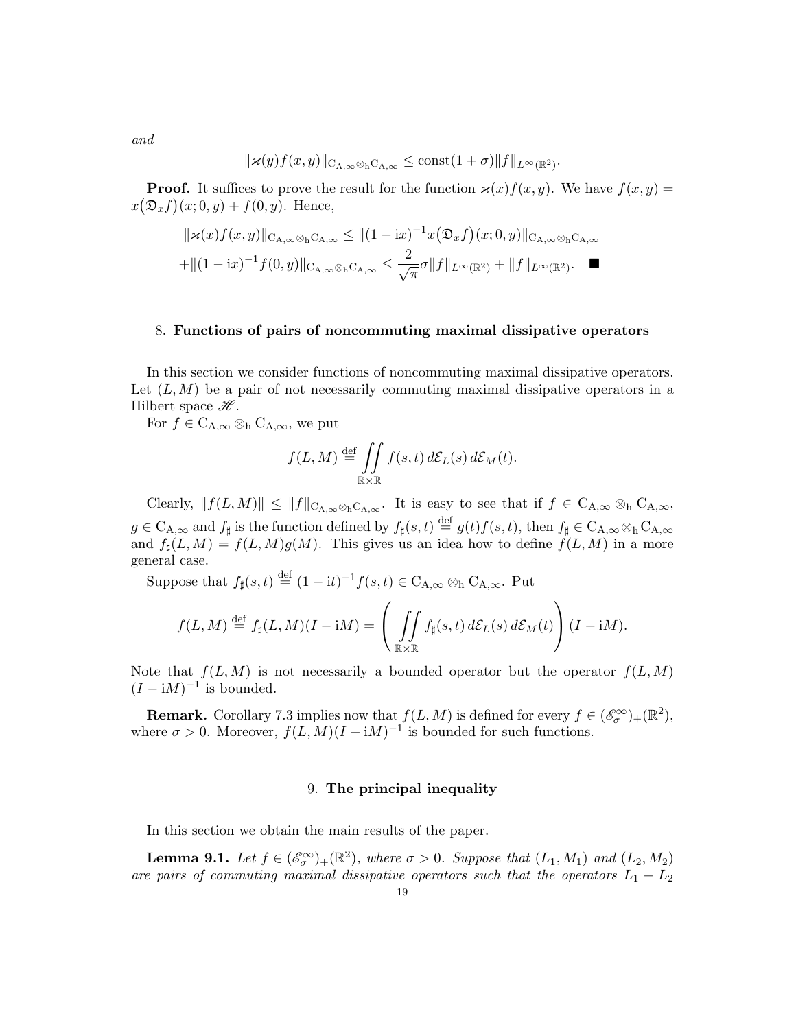*and*

$$\|\varkappa(y)f(x,y)\|_{\mathrm{C}_{\mathrm{A},\infty}\otimes_{\mathrm{h}}\mathrm{C}_{\mathrm{A},\infty}} \le \mathrm{const}(1+\sigma)\|f\|_{L^\infty(\mathbb{R}^2)}.$$

**Proof.** It suffices to prove the result for the function $\varkappa(x)f(x,y)$. We have $f(x,y) = x\big(\mathfrak{D}_x f\big)(x;0,y) + f(0,y)$. Hence,

$$\|\varkappa(x)f(x,y)\|_{\mathrm{C}_{\mathrm{A},\infty}\otimes_{\mathrm{h}}\mathrm{C}_{\mathrm{A},\infty}} \le \|(1-\mathrm{i}x)^{-1}x\big(\mathfrak{D}_x f\big)(x;0,y)\|_{\mathrm{C}_{\mathrm{A},\infty}\otimes_{\mathrm{h}}\mathrm{C}_{\mathrm{A},\infty}}$$
$$+\|(1-\mathrm{i}x)^{-1}f(0,y)\|_{\mathrm{C}_{\mathrm{A},\infty}\otimes_{\mathrm{h}}\mathrm{C}_{\mathrm{A},\infty}} \le \frac{2}{\sqrt{\pi}}\sigma\|f\|_{L^\infty(\mathbb{R}^2)} + \|f\|_{L^\infty(\mathbb{R}^2)}. \quad \blacksquare$$

## 8. Functions of pairs of noncommuting maximal dissipative operators

In this section we consider functions of noncommuting maximal dissipative operators. Let $(L,M)$ be a pair of not necessarily commuting maximal dissipative operators in a Hilbert space $\mathscr{H}$.

For $f \in \mathrm{C}_{\mathrm{A},\infty}\otimes_{\mathrm{h}}\mathrm{C}_{\mathrm{A},\infty}$, we put

$$f(L,M) \stackrel{\mathrm{def}}{=} \iint\limits_{\mathbb{R}\times\mathbb{R}} f(s,t)\,d\mathcal{E}_L(s)\,d\mathcal{E}_M(t).$$

Clearly, $\|f(L,M)\| \le \|f\|_{\mathrm{C}_{\mathrm{A},\infty}\otimes_{\mathrm{h}}\mathrm{C}_{\mathrm{A},\infty}}$. It is easy to see that if $f \in \mathrm{C}_{\mathrm{A},\infty}\otimes_{\mathrm{h}}\mathrm{C}_{\mathrm{A},\infty}$, $g \in \mathrm{C}_{\mathrm{A},\infty}$ and $f_\sharp$ is the function defined by $f_\sharp(s,t) \stackrel{\mathrm{def}}{=} g(t)f(s,t)$, then $f_\sharp \in \mathrm{C}_{\mathrm{A},\infty}\otimes_{\mathrm{h}}\mathrm{C}_{\mathrm{A},\infty}$ and $f_\sharp(L,M) = f(L,M)g(M)$. This gives us an idea how to define $f(L,M)$ in a more general case.

Suppose that $f_\sharp(s,t) \stackrel{\mathrm{def}}{=} (1-\mathrm{i}t)^{-1}f(s,t) \in \mathrm{C}_{\mathrm{A},\infty}\otimes_{\mathrm{h}}\mathrm{C}_{\mathrm{A},\infty}$. Put

$$f(L,M) \stackrel{\mathrm{def}}{=} f_\sharp(L,M)(I-\mathrm{i}M) = \left(\iint\limits_{\mathbb{R}\times\mathbb{R}} f_\sharp(s,t)\,d\mathcal{E}_L(s)\,d\mathcal{E}_M(t)\right)(I-\mathrm{i}M).$$

Note that $f(L,M)$ is not necessarily a bounded operator but the operator $f(L,M)$ $(I-\mathrm{i}M)^{-1}$ is bounded.

**Remark.** Corollary 7.3 implies now that $f(L,M)$ is defined for every $f \in (\mathscr{E}_\sigma^\infty)_+(\mathbb{R}^2)$, where $\sigma > 0$. Moreover, $f(L,M)(I-\mathrm{i}M)^{-1}$ is bounded for such functions.

## 9. The principal inequality

In this section we obtain the main results of the paper.

**Lemma 9.1.** *Let $f \in (\mathscr{E}_\sigma^\infty)_+(\mathbb{R}^2)$, where $\sigma > 0$. Suppose that $(L_1,M_1)$ and $(L_2,M_2)$ are pairs of commuting maximal dissipative operators such that the operators $L_1 - L_2$*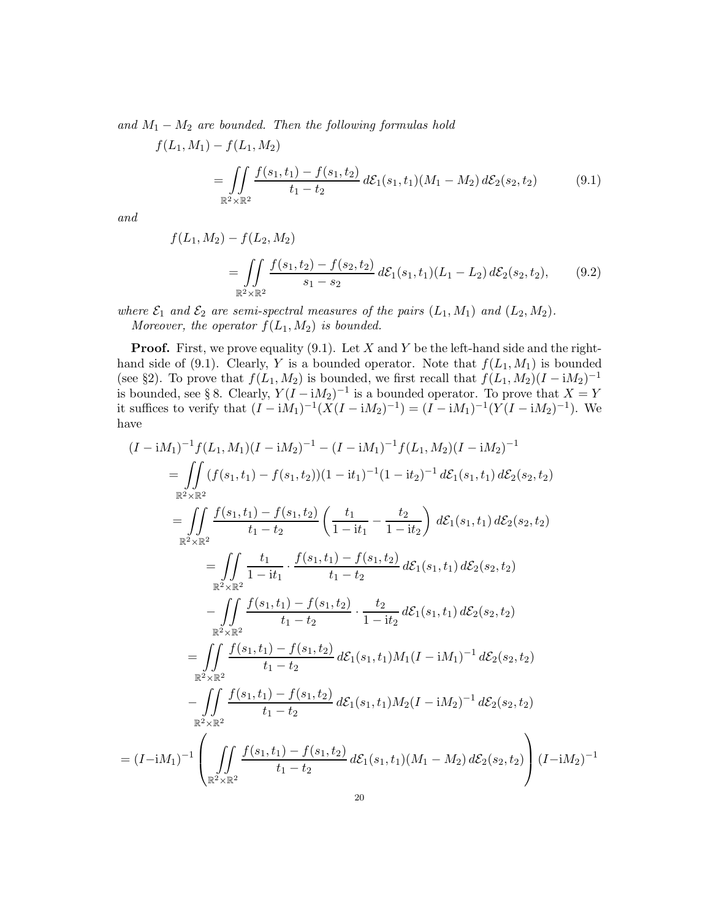*and $M_1 - M_2$ are bounded. Then the following formulas hold*

$$
f(L_1, M_1) - f(L_1, M_2)
$$

$$
= \iint\limits_{\mathbb{R}^2\times\mathbb{R}^2} \frac{f(s_1,t_1) - f(s_1,t_2)}{t_1 - t_2}\, d\mathcal{E}_1(s_1,t_1)(M_1 - M_2)\, d\mathcal{E}_2(s_2,t_2) \tag{9.1}
$$

*and*

$$
f(L_1, M_2) - f(L_2, M_2)
$$

$$
= \iint\limits_{\mathbb{R}^2\times\mathbb{R}^2} \frac{f(s_1,t_2) - f(s_2,t_2)}{s_1 - s_2}\, d\mathcal{E}_1(s_1,t_1)(L_1 - L_2)\, d\mathcal{E}_2(s_2,t_2), \tag{9.2}
$$

*where $\mathcal{E}_1$ and $\mathcal{E}_2$ are semi-spectral measures of the pairs $(L_1, M_1)$ and $(L_2, M_2)$.*

*Moreover, the operator $f(L_1, M_2)$ is bounded.*

**Proof.** First, we prove equality (9.1). Let $X$ and $Y$ be the left-hand side and the right-hand side of (9.1). Clearly, $Y$ is a bounded operator. Note that $f(L_1, M_1)$ is bounded (see §2). To prove that $f(L_1, M_2)$ is bounded, we first recall that $f(L_1, M_2)(I - \mathrm{i}M_2)^{-1}$ is bounded, see § 8. Clearly, $Y(I - \mathrm{i}M_2)^{-1}$ is a bounded operator. To prove that $X = Y$ it suffices to verify that $(I - \mathrm{i}M_1)^{-1}(X(I - \mathrm{i}M_2)^{-1}) = (I - \mathrm{i}M_1)^{-1}(Y(I - \mathrm{i}M_2)^{-1})$. We have

$$
\begin{aligned}
&(I - \mathrm{i}M_1)^{-1} f(L_1, M_1)(I - \mathrm{i}M_2)^{-1} - (I - \mathrm{i}M_1)^{-1} f(L_1, M_2)(I - \mathrm{i}M_2)^{-1} \\
&\quad = \iint\limits_{\mathbb{R}^2\times\mathbb{R}^2} (f(s_1,t_1) - f(s_1,t_2))(1 - \mathrm{i}t_1)^{-1}(1 - \mathrm{i}t_2)^{-1}\, d\mathcal{E}_1(s_1,t_1)\, d\mathcal{E}_2(s_2,t_2) \\
&\quad = \iint\limits_{\mathbb{R}^2\times\mathbb{R}^2} \frac{f(s_1,t_1) - f(s_1,t_2)}{t_1 - t_2}\left(\frac{t_1}{1 - \mathrm{i}t_1} - \frac{t_2}{1 - \mathrm{i}t_2}\right)\, d\mathcal{E}_1(s_1,t_1)\, d\mathcal{E}_2(s_2,t_2) \\
&\qquad = \iint\limits_{\mathbb{R}^2\times\mathbb{R}^2} \frac{t_1}{1 - \mathrm{i}t_1}\cdot \frac{f(s_1,t_1) - f(s_1,t_2)}{t_1 - t_2}\, d\mathcal{E}_1(s_1,t_1)\, d\mathcal{E}_2(s_2,t_2) \\
&\qquad - \iint\limits_{\mathbb{R}^2\times\mathbb{R}^2} \frac{f(s_1,t_1) - f(s_1,t_2)}{t_1 - t_2}\cdot \frac{t_2}{1 - \mathrm{i}t_2}\, d\mathcal{E}_1(s_1,t_1)\, d\mathcal{E}_2(s_2,t_2) \\
&\quad = \iint\limits_{\mathbb{R}^2\times\mathbb{R}^2} \frac{f(s_1,t_1) - f(s_1,t_2)}{t_1 - t_2}\, d\mathcal{E}_1(s_1,t_1) M_1(I - \mathrm{i}M_1)^{-1}\, d\mathcal{E}_2(s_2,t_2) \\
&\quad - \iint\limits_{\mathbb{R}^2\times\mathbb{R}^2} \frac{f(s_1,t_1) - f(s_1,t_2)}{t_1 - t_2}\, d\mathcal{E}_1(s_1,t_1) M_2(I - \mathrm{i}M_2)^{-1}\, d\mathcal{E}_2(s_2,t_2) \\
&= (I - \mathrm{i}M_1)^{-1}\left(\ \iint\limits_{\mathbb{R}^2\times\mathbb{R}^2} \frac{f(s_1,t_1) - f(s_1,t_2)}{t_1 - t_2}\, d\mathcal{E}_1(s_1,t_1)(M_1 - M_2)\, d\mathcal{E}_2(s_2,t_2)\right)(I - \mathrm{i}M_2)^{-1}
\end{aligned}
$$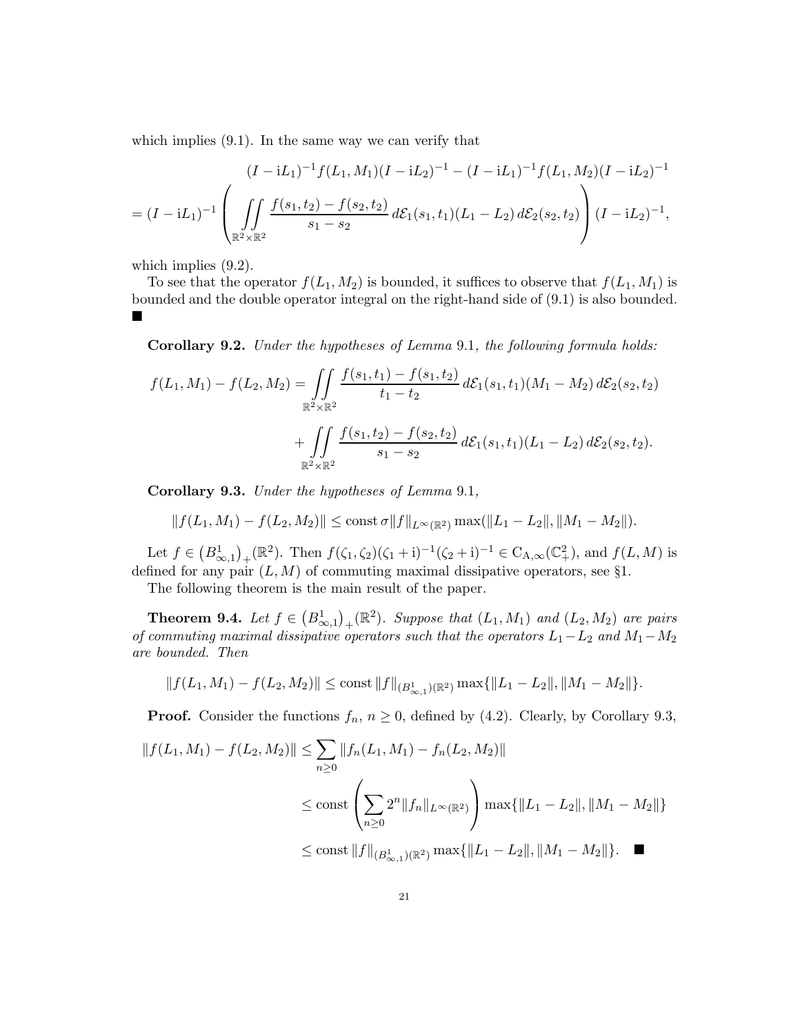which implies (9.1). In the same way we can verify that

$$
\begin{aligned}
&(I-\mathrm{i}L_1)^{-1}f(L_1,M_1)(I-\mathrm{i}L_2)^{-1}-(I-\mathrm{i}L_1)^{-1}f(L_1,M_2)(I-\mathrm{i}L_2)^{-1}\\
&=(I-\mathrm{i}L_1)^{-1}\left(\iint\limits_{\mathbb{R}^2\times\mathbb{R}^2}\frac{f(s_1,t_2)-f(s_2,t_2)}{s_1-s_2}\,d\mathcal{E}_1(s_1,t_1)(L_1-L_2)\,d\mathcal{E}_2(s_2,t_2)\right)(I-\mathrm{i}L_2)^{-1},
\end{aligned}
$$

which implies (9.2).

To see that the operator $f(L_1,M_2)$ is bounded, it suffices to observe that $f(L_1,M_1)$ is bounded and the double operator integral on the right-hand side of (9.1) is also bounded. ∎

**Corollary 9.2.** *Under the hypotheses of Lemma* 9.1*, the following formula holds:*

$$
\begin{aligned}
f(L_1,M_1)-f(L_2,M_2)&=\iint\limits_{\mathbb{R}^2\times\mathbb{R}^2}\frac{f(s_1,t_1)-f(s_1,t_2)}{t_1-t_2}\,d\mathcal{E}_1(s_1,t_1)(M_1-M_2)\,d\mathcal{E}_2(s_2,t_2)\\
&+\iint\limits_{\mathbb{R}^2\times\mathbb{R}^2}\frac{f(s_1,t_2)-f(s_2,t_2)}{s_1-s_2}\,d\mathcal{E}_1(s_1,t_1)(L_1-L_2)\,d\mathcal{E}_2(s_2,t_2).
\end{aligned}
$$

**Corollary 9.3.** *Under the hypotheses of Lemma* 9.1*,*

$$
\|f(L_1,M_1)-f(L_2,M_2)\|\le\operatorname{const}\sigma\|f\|_{L^\infty(\mathbb{R}^2)}\max(\|L_1-L_2\|,\|M_1-M_2\|).
$$

Let $f\in\big(B^1_{\infty,1}\big)_+(\mathbb{R}^2)$. Then $f(\zeta_1,\zeta_2)(\zeta_1+\mathrm{i})^{-1}(\zeta_2+\mathrm{i})^{-1}\in\mathrm{C}_{\mathrm{A},\infty}(\mathbb{C}_+^2)$, and $f(L,M)$ is defined for any pair $(L,M)$ of commuting maximal dissipative operators, see §1.

The following theorem is the main result of the paper.

**Theorem 9.4.** *Let $f\in\big(B^1_{\infty,1}\big)_+(\mathbb{R}^2)$. Suppose that $(L_1,M_1)$ and $(L_2,M_2)$ are pairs of commuting maximal dissipative operators such that the operators $L_1-L_2$ and $M_1-M_2$ are bounded. Then*

$$
\|f(L_1,M_1)-f(L_2,M_2)\|\le\operatorname{const}\|f\|_{(B^1_{\infty,1})(\mathbb{R}^2)}\max\{\|L_1-L_2\|,\|M_1-M_2\|\}.
$$

**Proof.** Consider the functions $f_n$, $n\ge0$, defined by (4.2). Clearly, by Corollary 9.3,

$$
\begin{aligned}
\|f(L_1,M_1)-f(L_2,M_2)\|&\le\sum_{n\ge0}\|f_n(L_1,M_1)-f_n(L_2,M_2)\|\\
&\le\operatorname{const}\left(\sum_{n\ge0}2^n\|f_n\|_{L^\infty(\mathbb{R}^2)}\right)\max\{\|L_1-L_2\|,\|M_1-M_2\|\}\\
&\le\operatorname{const}\|f\|_{(B^1_{\infty,1})(\mathbb{R}^2)}\max\{\|L_1-L_2\|,\|M_1-M_2\|\}. \quad ∎
\end{aligned}
$$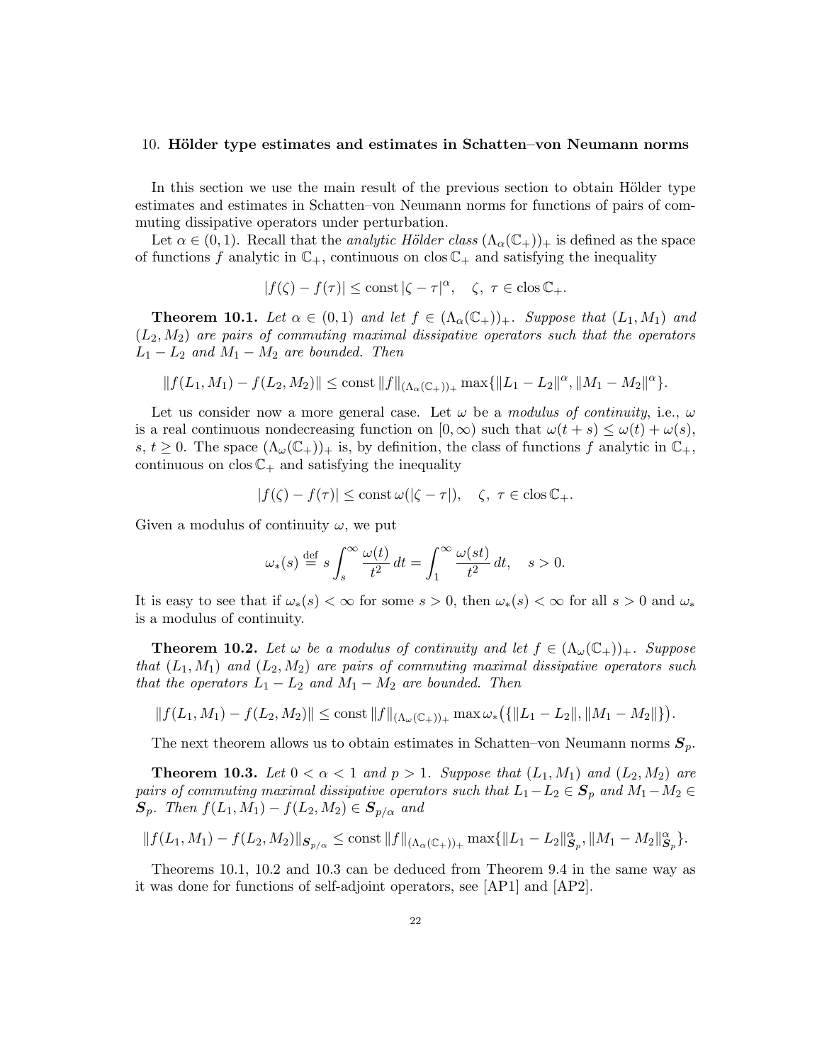## 10. Hölder type estimates and estimates in Schatten–von Neumann norms

In this section we use the main result of the previous section to obtain Hölder type estimates and estimates in Schatten–von Neumann norms for functions of pairs of commuting dissipative operators under perturbation.

Let $\alpha \in (0,1)$. Recall that the *analytic Hölder class* $(\Lambda_\alpha(\mathbb{C}_+))_+$ is defined as the space of functions $f$ analytic in $\mathbb{C}_+$, continuous on $\operatorname{clos}\mathbb{C}_+$ and satisfying the inequality

$$|f(\zeta) - f(\tau)| \le \operatorname{const}|\zeta - \tau|^\alpha, \quad \zeta,\ \tau \in \operatorname{clos}\mathbb{C}_+.$$

**Theorem 10.1.** *Let $\alpha \in (0,1)$ and let $f \in (\Lambda_\alpha(\mathbb{C}_+))_+$. Suppose that $(L_1, M_1)$ and $(L_2, M_2)$ are pairs of commuting maximal dissipative operators such that the operators $L_1 - L_2$ and $M_1 - M_2$ are bounded. Then*

$$\|f(L_1, M_1) - f(L_2, M_2)\| \le \operatorname{const}\|f\|_{(\Lambda_\alpha(\mathbb{C}_+))_+}\max\{\|L_1 - L_2\|^\alpha, \|M_1 - M_2\|^\alpha\}.$$

Let us consider now a more general case. Let $\omega$ be a *modulus of continuity*, i.e., $\omega$ is a real continuous nondecreasing function on $[0,\infty)$ such that $\omega(t+s) \le \omega(t) + \omega(s)$, $s,\ t \ge 0$. The space $(\Lambda_\omega(\mathbb{C}_+))_+$ is, by definition, the class of functions $f$ analytic in $\mathbb{C}_+$, continuous on $\operatorname{clos}\mathbb{C}_+$ and satisfying the inequality

$$|f(\zeta) - f(\tau)| \le \operatorname{const}\omega(|\zeta - \tau|), \quad \zeta,\ \tau \in \operatorname{clos}\mathbb{C}_+.$$

Given a modulus of continuity $\omega$, we put

$$\omega_*(s) \stackrel{\text{def}}{=} s\int_s^\infty \frac{\omega(t)}{t^2}\,dt = \int_1^\infty \frac{\omega(st)}{t^2}\,dt, \quad s > 0.$$

It is easy to see that if $\omega_*(s) < \infty$ for some $s > 0$, then $\omega_*(s) < \infty$ for all $s > 0$ and $\omega_*$ is a modulus of continuity.

**Theorem 10.2.** *Let $\omega$ be a modulus of continuity and let $f \in (\Lambda_\omega(\mathbb{C}_+))_+$. Suppose that $(L_1, M_1)$ and $(L_2, M_2)$ are pairs of commuting maximal dissipative operators such that the operators $L_1 - L_2$ and $M_1 - M_2$ are bounded. Then*

$$\|f(L_1, M_1) - f(L_2, M_2)\| \le \operatorname{const}\|f\|_{(\Lambda_\omega(\mathbb{C}_+))_+}\max\omega_*\big(\{\|L_1 - L_2\|, \|M_1 - M_2\|\}\big).$$

The next theorem allows us to obtain estimates in Schatten–von Neumann norms $\boldsymbol{S}_p$.

**Theorem 10.3.** *Let $0 < \alpha < 1$ and $p > 1$. Suppose that $(L_1, M_1)$ and $(L_2, M_2)$ are pairs of commuting maximal dissipative operators such that $L_1 - L_2 \in \boldsymbol{S}_p$ and $M_1 - M_2 \in \boldsymbol{S}_p$. Then $f(L_1, M_1) - f(L_2, M_2) \in \boldsymbol{S}_{p/\alpha}$ and*

$$\|f(L_1, M_1) - f(L_2, M_2)\|_{\boldsymbol{S}_{p/\alpha}} \le \operatorname{const}\|f\|_{(\Lambda_\alpha(\mathbb{C}_+))_+}\max\{\|L_1 - L_2\|^\alpha_{\boldsymbol{S}_p}, \|M_1 - M_2\|^\alpha_{\boldsymbol{S}_p}\}.$$

Theorems 10.1, 10.2 and 10.3 can be deduced from Theorem 9.4 in the same way as it was done for functions of self-adjoint operators, see [AP1] and [AP2].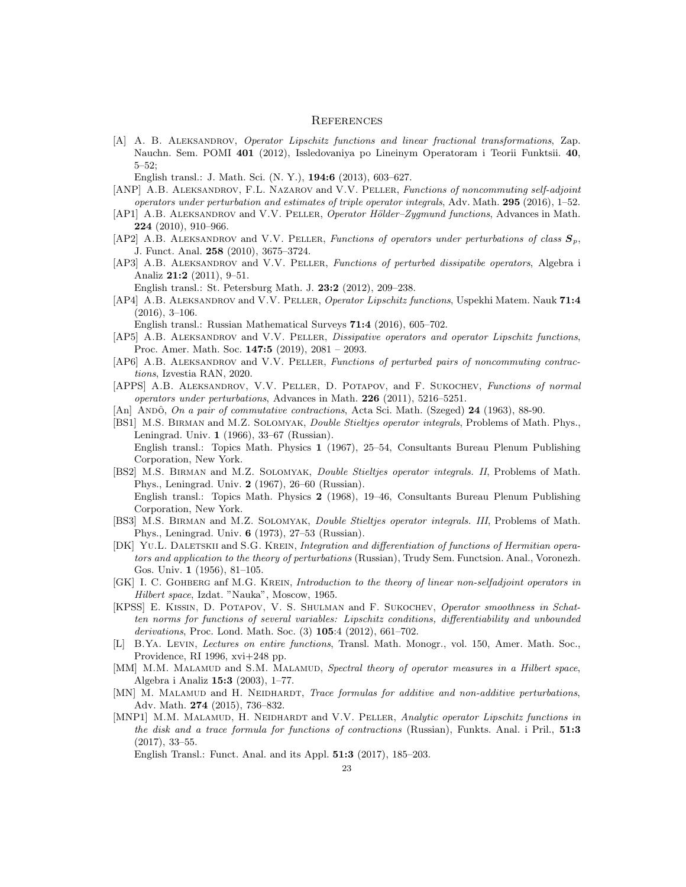## References

[A] A. B. Aleksandrov, *Operator Lipschitz functions and linear fractional transformations*, Zap. Nauchn. Sem. POMI **401** (2012), Issledovaniya po Lineinym Operatoram i Teorii Funktsii. **40**, 5–52;
English transl.: J. Math. Sci. (N. Y.), **194:6** (2013), 603–627.

[ANP] A.B. Aleksandrov, F.L. Nazarov and V.V. Peller, *Functions of noncommuting self-adjoint operators under perturbation and estimates of triple operator integrals*, Adv. Math. **295** (2016), 1–52.

[AP1] A.B. Aleksandrov and V.V. Peller, *Operator Hölder–Zygmund functions*, Advances in Math. **224** (2010), 910–966.

[AP2] A.B. Aleksandrov and V.V. Peller, *Functions of operators under perturbations of class $\boldsymbol{S}_p$*, J. Funct. Anal. **258** (2010), 3675–3724.

[AP3] A.B. Aleksandrov and V.V. Peller, *Functions of perturbed dissipatibe operators*, Algebra i Analiz **21:2** (2011), 9–51.
English transl.: St. Petersburg Math. J. **23:2** (2012), 209–238.

[AP4] A.B. Aleksandrov and V.V. Peller, *Operator Lipschitz functions*, Uspekhi Matem. Nauk **71:4** (2016), 3–106.
English transl.: Russian Mathematical Surveys **71:4** (2016), 605–702.

[AP5] A.B. Aleksandrov and V.V. Peller, *Dissipative operators and operator Lipschitz functions*, Proc. Amer. Math. Soc. **147:5** (2019), 2081 – 2093.

[AP6] A.B. Aleksandrov and V.V. Peller, *Functions of perturbed pairs of noncommuting contractions*, Izvestia RAN, 2020.

[APPS] A.B. Aleksandrov, V.V. Peller, D. Potapov, and F. Sukochev, *Functions of normal operators under perturbations*, Advances in Math. **226** (2011), 5216–5251.

[An] Andô, *On a pair of commutative contractions*, Acta Sci. Math. (Szeged) **24** (1963), 88-90.

[BS1] M.S. Birman and M.Z. Solomyak, *Double Stieltjes operator integrals*, Problems of Math. Phys., Leningrad. Univ. **1** (1966), 33–67 (Russian).
English transl.: Topics Math. Physics **1** (1967), 25–54, Consultants Bureau Plenum Publishing Corporation, New York.

[BS2] M.S. Birman and M.Z. Solomyak, *Double Stieltjes operator integrals. II*, Problems of Math. Phys., Leningrad. Univ. **2** (1967), 26–60 (Russian).
English transl.: Topics Math. Physics **2** (1968), 19–46, Consultants Bureau Plenum Publishing Corporation, New York.

[BS3] M.S. Birman and M.Z. Solomyak, *Double Stieltjes operator integrals. III*, Problems of Math. Phys., Leningrad. Univ. **6** (1973), 27–53 (Russian).

[DK] Yu.L. Daletskii and S.G. Krein, *Integration and differentiation of functions of Hermitian operators and application to the theory of perturbations* (Russian), Trudy Sem. Functsion. Anal., Voronezh. Gos. Univ. **1** (1956), 81–105.

[GK] I. C. Gohberg anf M.G. Krein, *Introduction to the theory of linear non-selfadjoint operators in Hilbert space*, Izdat. "Nauka", Moscow, 1965.

[KPSS] E. Kissin, D. Potapov, V. S. Shulman and F. Sukochev, *Operator smoothness in Schatten norms for functions of several variables: Lipschitz conditions, differentiability and unbounded derivations*, Proc. Lond. Math. Soc. (3) **105**:4 (2012), 661–702.

[L] B.Ya. Levin, *Lectures on entire functions*, Transl. Math. Monogr., vol. 150, Amer. Math. Soc., Providence, RI 1996, xvi+248 pp.

[MM] M.M. Malamud and S.M. Malamud, *Spectral theory of operator measures in a Hilbert space*, Algebra i Analiz **15:3** (2003), 1–77.

[MN] M. Malamud and H. Neidhardt, *Trace formulas for additive and non-additive perturbations*, Adv. Math. **274** (2015), 736–832.

[MNP1] M.M. Malamud, H. Neidhardt and V.V. Peller, *Analytic operator Lipschitz functions in the disk and a trace formula for functions of contractions* (Russian), Funkts. Anal. i Pril., **51:3** (2017), 33–55.
English Transl.: Funct. Anal. and its Appl. **51:3** (2017), 185–203.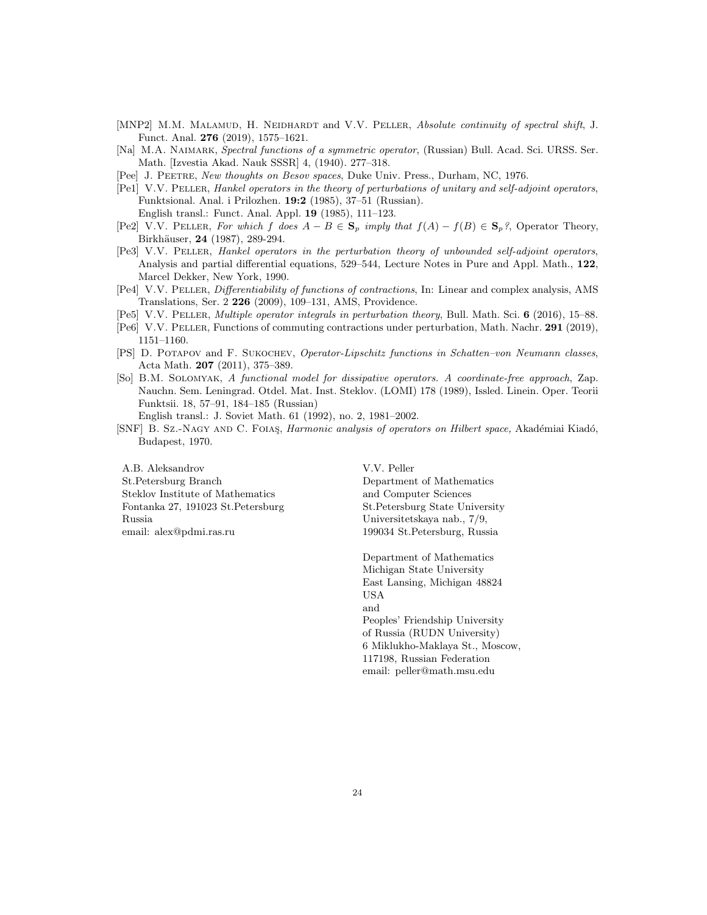[MNP2] M.M. Malamud, H. Neidhardt and V.V. Peller, *Absolute continuity of spectral shift*, J. Funct. Anal. **276** (2019), 1575–1621.

[Na] M.A. Naimark, *Spectral functions of a symmetric operator*, (Russian) Bull. Acad. Sci. URSS. Ser. Math. [Izvestia Akad. Nauk SSSR] 4, (1940). 277–318.

[Pee] J. Peetre, *New thoughts on Besov spaces*, Duke Univ. Press., Durham, NC, 1976.

[Pe1] V.V. Peller, *Hankel operators in the theory of perturbations of unitary and self-adjoint operators*, Funktsional. Anal. i Prilozhen. **19:2** (1985), 37–51 (Russian).
English transl.: Funct. Anal. Appl. **19** (1985), 111–123.

[Pe2] V.V. Peller, *For which $f$ does $A - B \in \mathbf{S}_p$ imply that $f(A) - f(B) \in \mathbf{S}_p$?*, Operator Theory, Birkhäuser, **24** (1987), 289-294.

[Pe3] V.V. Peller, *Hankel operators in the perturbation theory of unbounded self-adjoint operators*, Analysis and partial differential equations, 529–544, Lecture Notes in Pure and Appl. Math., **122**, Marcel Dekker, New York, 1990.

[Pe4] V.V. Peller, *Differentiability of functions of contractions*, In: Linear and complex analysis, AMS Translations, Ser. 2 **226** (2009), 109–131, AMS, Providence.

[Pe5] V.V. Peller, *Multiple operator integrals in perturbation theory*, Bull. Math. Sci. **6** (2016), 15–88.

[Pe6] V.V. Peller, Functions of commuting contractions under perturbation, Math. Nachr. **291** (2019), 1151–1160.

[PS] D. Potapov and F. Sukochev, *Operator-Lipschitz functions in Schatten–von Neumann classes*, Acta Math. **207** (2011), 375–389.

[So] B.M. Solomyak, *A functional model for dissipative operators. A coordinate-free approach*, Zap. Nauchn. Sem. Leningrad. Otdel. Mat. Inst. Steklov. (LOMI) 178 (1989), Issled. Linein. Oper. Teorii Funktsii. 18, 57–91, 184–185 (Russian)
English transl.: J. Soviet Math. 61 (1992), no. 2, 1981–2002.

[SNF] B. Sz.-Nagy and C. Foiaş, *Harmonic analysis of operators on Hilbert space,* Akadémiai Kiadó, Budapest, 1970.

A.B. Aleksandrov
St.Petersburg Branch
Steklov Institute of Mathematics
Fontanka 27, 191023 St.Petersburg
Russia
email: alex@pdmi.ras.ru

V.V. Peller
Department of Mathematics
and Computer Sciences
St.Petersburg State University
Universitetskaya nab., 7/9,
199034 St.Petersburg, Russia

Department of Mathematics
Michigan State University
East Lansing, Michigan 48824
USA
and
Peoples' Friendship University
of Russia (RUDN University)
6 Miklukho-Maklaya St., Moscow,
117198, Russian Federation
email: peller@math.msu.edu